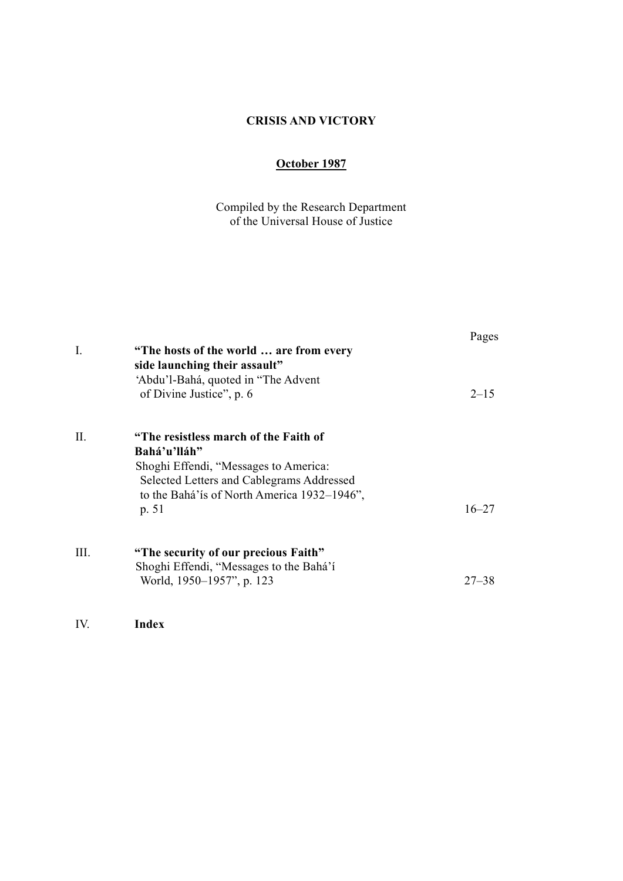# CRISIS AND VICTORY

**October 1987**

Compiled by the Research Department
of the Universal House of Justice

| | | Pages |
|---|---|---|
| I. | **“The hosts of the world … are from every side launching their assault”**<br>‘Abdu’l-Bahá, quoted in “The Advent of Divine Justice”, p. 6 | 2–15 |
| II. | **“The resistless march of the Faith of Bahá’u’lláh”**<br>Shoghi Effendi, “Messages to America: Selected Letters and Cablegrams Addressed to the Bahá’ís of North America 1932–1946”, p. 51 | 16–27 |
| III. | **“The security of our precious Faith”**<br>Shoghi Effendi, “Messages to the Bahá’í World, 1950–1957”, p. 123 | 27–38 |
| IV. | **Index** | |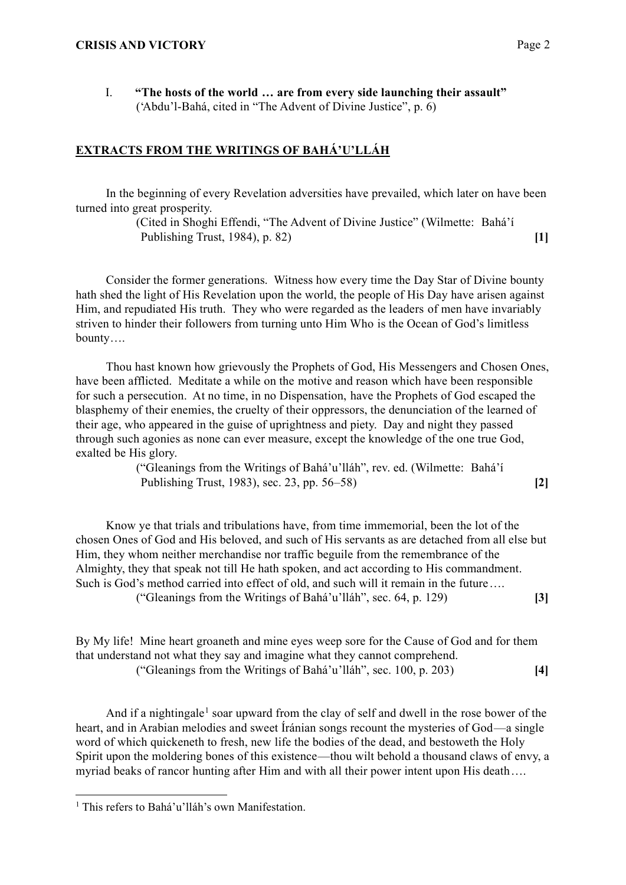I. **"The hosts of the world … are from every side launching their assault"**
('Abdu'l-Bahá, cited in "The Advent of Divine Justice", p. 6)

## EXTRACTS FROM THE WRITINGS OF BAHÁ'U'LLÁH

In the beginning of every Revelation adversities have prevailed, which later on have been turned into great prosperity.

(Cited in Shoghi Effendi, "The Advent of Divine Justice" (Wilmette: Bahá'í Publishing Trust, 1984), p. 82) **[1]**

Consider the former generations. Witness how every time the Day Star of Divine bounty hath shed the light of His Revelation upon the world, the people of His Day have arisen against Him, and repudiated His truth. They who were regarded as the leaders of men have invariably striven to hinder their followers from turning unto Him Who is the Ocean of God's limitless bounty….

Thou hast known how grievously the Prophets of God, His Messengers and Chosen Ones, have been afflicted. Meditate a while on the motive and reason which have been responsible for such a persecution. At no time, in no Dispensation, have the Prophets of God escaped the blasphemy of their enemies, the cruelty of their oppressors, the denunciation of the learned of their age, who appeared in the guise of uprightness and piety. Day and night they passed through such agonies as none can ever measure, except the knowledge of the one true God, exalted be His glory.

("Gleanings from the Writings of Bahá'u'lláh", rev. ed. (Wilmette: Bahá'í Publishing Trust, 1983), sec. 23, pp. 56–58) **[2]**

Know ye that trials and tribulations have, from time immemorial, been the lot of the chosen Ones of God and His beloved, and such of His servants as are detached from all else but Him, they whom neither merchandise nor traffic beguile from the remembrance of the Almighty, they that speak not till He hath spoken, and act according to His commandment. Such is God's method carried into effect of old, and such will it remain in the future….

("Gleanings from the Writings of Bahá'u'lláh", sec. 64, p. 129) **[3]**

By My life! Mine heart groaneth and mine eyes weep sore for the Cause of God and for them that understand not what they say and imagine what they cannot comprehend.

("Gleanings from the Writings of Bahá'u'lláh", sec. 100, p. 203) **[4]**

And if a nightingale[1] soar upward from the clay of self and dwell in the rose bower of the heart, and in Arabian melodies and sweet Íránian songs recount the mysteries of God—a single word of which quickeneth to fresh, new life the bodies of the dead, and bestoweth the Holy Spirit upon the moldering bones of this existence—thou wilt behold a thousand claws of envy, a myriad beaks of rancor hunting after Him and with all their power intent upon His death….

---

[1] This refers to Bahá'u'lláh's own Manifestation.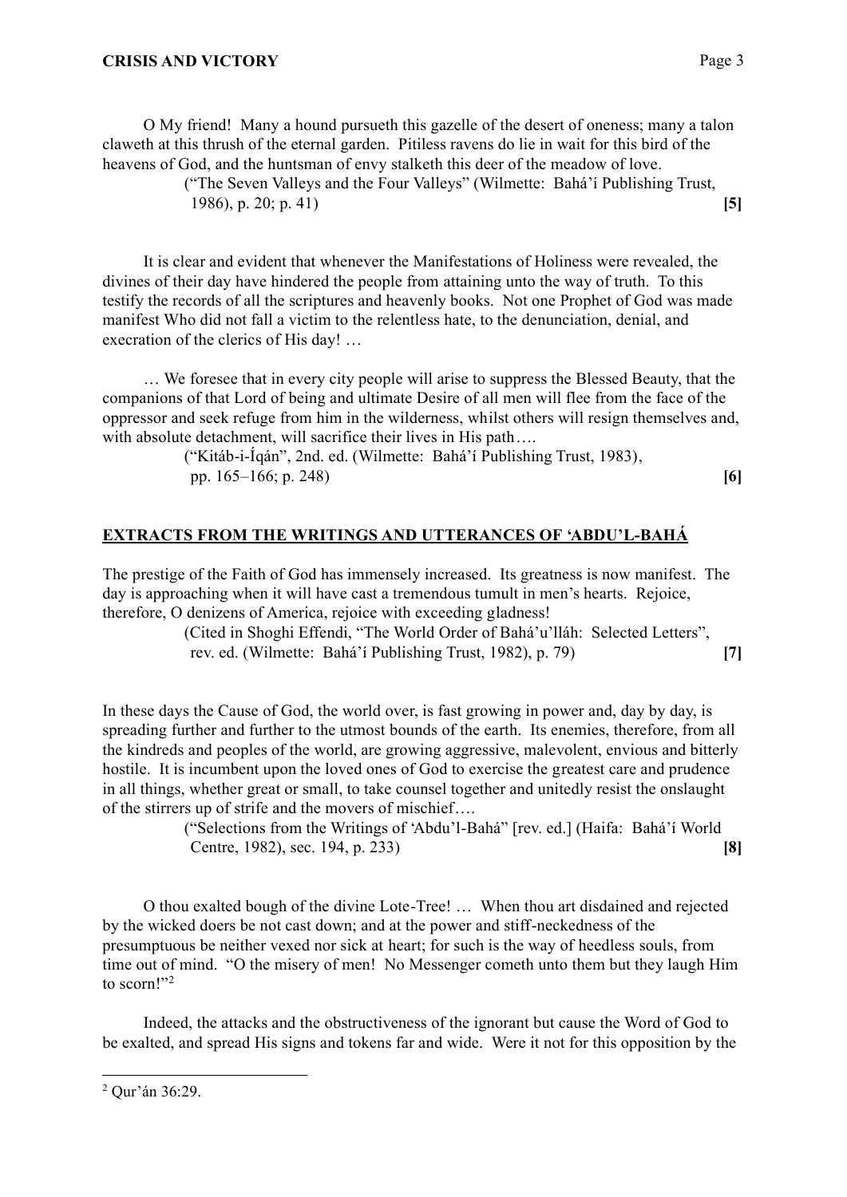O My friend! Many a hound pursueth this gazelle of the desert of oneness; many a talon claweth at this thrush of the eternal garden. Pitiless ravens do lie in wait for this bird of the heavens of God, and the huntsman of envy stalketh this deer of the meadow of love.

("The Seven Valleys and the Four Valleys" (Wilmette: Bahá'í Publishing Trust, 1986), p. 20; p. 41) **[5]**

It is clear and evident that whenever the Manifestations of Holiness were revealed, the divines of their day have hindered the people from attaining unto the way of truth. To this testify the records of all the scriptures and heavenly books. Not one Prophet of God was made manifest Who did not fall a victim to the relentless hate, to the denunciation, denial, and execration of the clerics of His day! …

… We foresee that in every city people will arise to suppress the Blessed Beauty, that the companions of that Lord of being and ultimate Desire of all men will flee from the face of the oppressor and seek refuge from him in the wilderness, whilst others will resign themselves and, with absolute detachment, will sacrifice their lives in His path….

("Kitáb-i-Íqán", 2nd. ed. (Wilmette: Bahá'í Publishing Trust, 1983), pp. 165–166; p. 248) **[6]**

## EXTRACTS FROM THE WRITINGS AND UTTERANCES OF 'ABDU'L-BAHÁ

The prestige of the Faith of God has immensely increased. Its greatness is now manifest. The day is approaching when it will have cast a tremendous tumult in men's hearts. Rejoice, therefore, O denizens of America, rejoice with exceeding gladness!

(Cited in Shoghi Effendi, "The World Order of Bahá'u'lláh: Selected Letters", rev. ed. (Wilmette: Bahá'í Publishing Trust, 1982), p. 79) **[7]**

In these days the Cause of God, the world over, is fast growing in power and, day by day, is spreading further and further to the utmost bounds of the earth. Its enemies, therefore, from all the kindreds and peoples of the world, are growing aggressive, malevolent, envious and bitterly hostile. It is incumbent upon the loved ones of God to exercise the greatest care and prudence in all things, whether great or small, to take counsel together and unitedly resist the onslaught of the stirrers up of strife and the movers of mischief….

("Selections from the Writings of 'Abdu'l-Bahá" [rev. ed.] (Haifa: Bahá'í World Centre, 1982), sec. 194, p. 233) **[8]**

O thou exalted bough of the divine Lote-Tree! … When thou art disdained and rejected by the wicked doers be not cast down; and at the power and stiff-neckedness of the presumptuous be neither vexed nor sick at heart; for such is the way of heedless souls, from time out of mind. "O the misery of men! No Messenger cometh unto them but they laugh Him to scorn!"[2]

Indeed, the attacks and the obstructiveness of the ignorant but cause the Word of God to be exalted, and spread His signs and tokens far and wide. Were it not for this opposition by the

---

[2] Qur'án 36:29.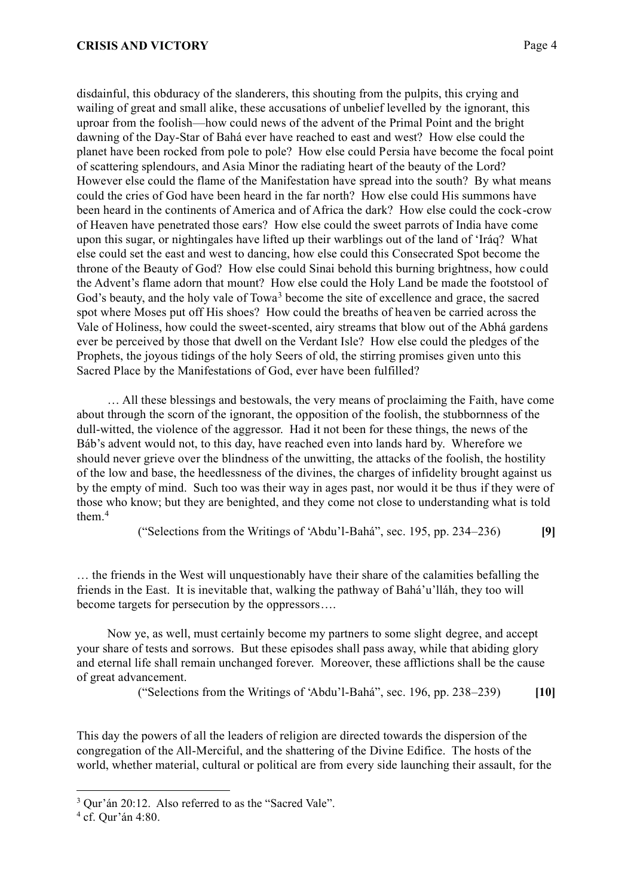disdainful, this obduracy of the slanderers, this shouting from the pulpits, this crying and wailing of great and small alike, these accusations of unbelief levelled by the ignorant, this uproar from the foolish—how could news of the advent of the Primal Point and the bright dawning of the Day-Star of Bahá ever have reached to east and west? How else could the planet have been rocked from pole to pole? How else could Persia have become the focal point of scattering splendours, and Asia Minor the radiating heart of the beauty of the Lord? However else could the flame of the Manifestation have spread into the south? By what means could the cries of God have been heard in the far north? How else could His summons have been heard in the continents of America and of Africa the dark? How else could the cock-crow of Heaven have penetrated those ears? How else could the sweet parrots of India have come upon this sugar, or nightingales have lifted up their warblings out of the land of 'Iráq? What else could set the east and west to dancing, how else could this Consecrated Spot become the throne of the Beauty of God? How else could Sinai behold this burning brightness, how could the Advent's flame adorn that mount? How else could the Holy Land be made the footstool of God's beauty, and the holy vale of Towa[3] become the site of excellence and grace, the sacred spot where Moses put off His shoes? How could the breaths of heaven be carried across the Vale of Holiness, how could the sweet-scented, airy streams that blow out of the Abhá gardens ever be perceived by those that dwell on the Verdant Isle? How else could the pledges of the Prophets, the joyous tidings of the holy Seers of old, the stirring promises given unto this Sacred Place by the Manifestations of God, ever have been fulfilled?

… All these blessings and bestowals, the very means of proclaiming the Faith, have come about through the scorn of the ignorant, the opposition of the foolish, the stubbornness of the dull-witted, the violence of the aggressor. Had it not been for these things, the news of the Báb's advent would not, to this day, have reached even into lands hard by. Wherefore we should never grieve over the blindness of the unwitting, the attacks of the foolish, the hostility of the low and base, the heedlessness of the divines, the charges of infidelity brought against us by the empty of mind. Such too was their way in ages past, nor would it be thus if they were of those who know; but they are benighted, and they come not close to understanding what is told them.[4]

("Selections from the Writings of 'Abdu'l-Bahá", sec. 195, pp. 234–236) **[9]**

… the friends in the West will unquestionably have their share of the calamities befalling the friends in the East. It is inevitable that, walking the pathway of Bahá'u'lláh, they too will become targets for persecution by the oppressors….

Now ye, as well, must certainly become my partners to some slight degree, and accept your share of tests and sorrows. But these episodes shall pass away, while that abiding glory and eternal life shall remain unchanged forever. Moreover, these afflictions shall be the cause of great advancement.

("Selections from the Writings of 'Abdu'l-Bahá", sec. 196, pp. 238–239) **[10]**

This day the powers of all the leaders of religion are directed towards the dispersion of the congregation of the All-Merciful, and the shattering of the Divine Edifice. The hosts of the world, whether material, cultural or political are from every side launching their assault, for the

---

[3] Qur'án 20:12. Also referred to as the "Sacred Vale".

[4] cf. Qur'án 4:80.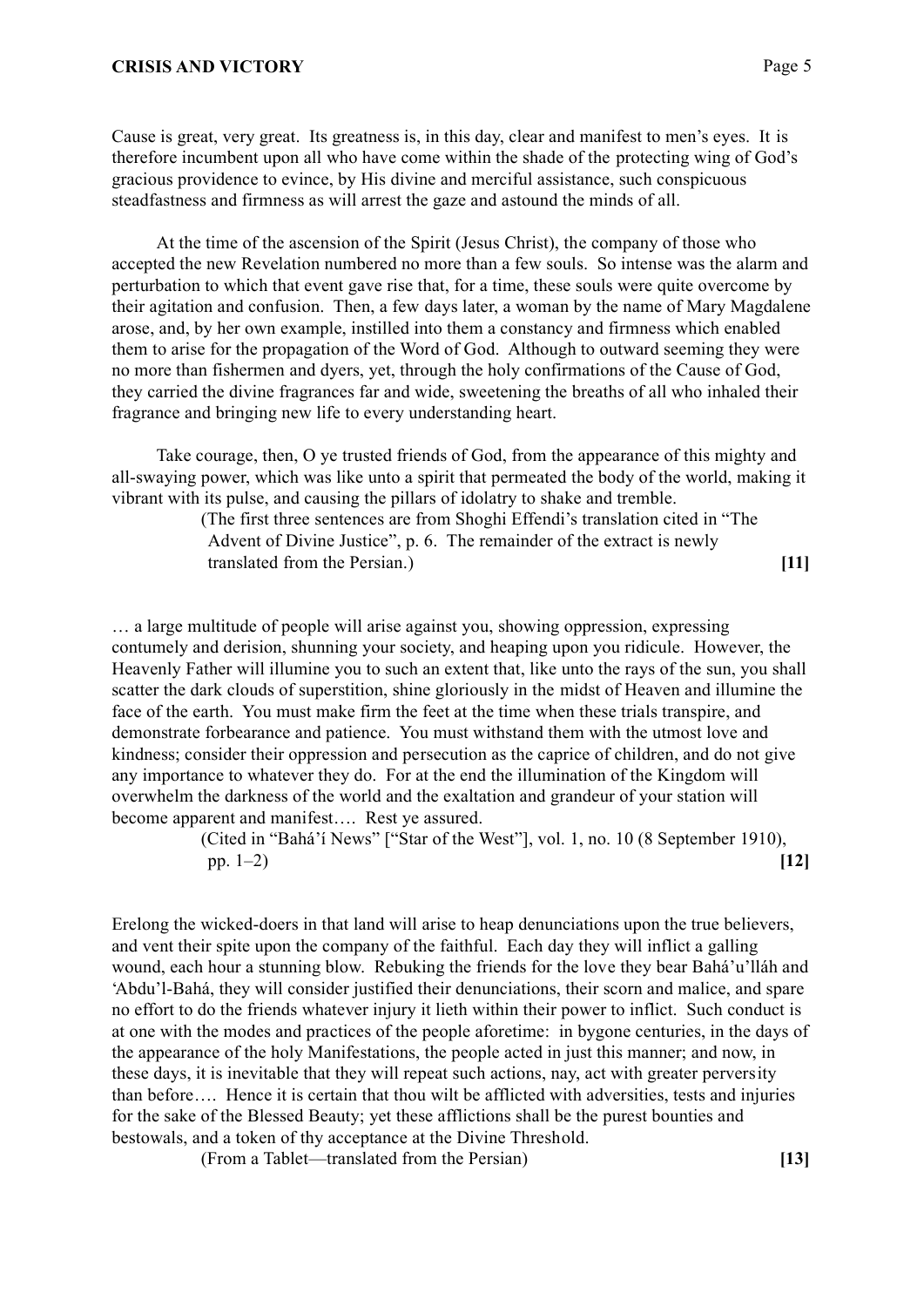Cause is great, very great. Its greatness is, in this day, clear and manifest to men's eyes. It is therefore incumbent upon all who have come within the shade of the protecting wing of God's gracious providence to evince, by His divine and merciful assistance, such conspicuous steadfastness and firmness as will arrest the gaze and astound the minds of all.

At the time of the ascension of the Spirit (Jesus Christ), the company of those who accepted the new Revelation numbered no more than a few souls. So intense was the alarm and perturbation to which that event gave rise that, for a time, these souls were quite overcome by their agitation and confusion. Then, a few days later, a woman by the name of Mary Magdalene arose, and, by her own example, instilled into them a constancy and firmness which enabled them to arise for the propagation of the Word of God. Although to outward seeming they were no more than fishermen and dyers, yet, through the holy confirmations of the Cause of God, they carried the divine fragrances far and wide, sweetening the breaths of all who inhaled their fragrance and bringing new life to every understanding heart.

Take courage, then, O ye trusted friends of God, from the appearance of this mighty and all-swaying power, which was like unto a spirit that permeated the body of the world, making it vibrant with its pulse, and causing the pillars of idolatry to shake and tremble.

(The first three sentences are from Shoghi Effendi's translation cited in "The Advent of Divine Justice", p. 6. The remainder of the extract is newly translated from the Persian.) **[11]**

… a large multitude of people will arise against you, showing oppression, expressing contumely and derision, shunning your society, and heaping upon you ridicule. However, the Heavenly Father will illumine you to such an extent that, like unto the rays of the sun, you shall scatter the dark clouds of superstition, shine gloriously in the midst of Heaven and illumine the face of the earth. You must make firm the feet at the time when these trials transpire, and demonstrate forbearance and patience. You must withstand them with the utmost love and kindness; consider their oppression and persecution as the caprice of children, and do not give any importance to whatever they do. For at the end the illumination of the Kingdom will overwhelm the darkness of the world and the exaltation and grandeur of your station will become apparent and manifest…. Rest ye assured.

(Cited in "Bahá'í News" ["Star of the West"], vol. 1, no. 10 (8 September 1910), pp. 1–2) **[12]**

Erelong the wicked-doers in that land will arise to heap denunciations upon the true believers, and vent their spite upon the company of the faithful. Each day they will inflict a galling wound, each hour a stunning blow. Rebuking the friends for the love they bear Bahá'u'lláh and 'Abdu'l-Bahá, they will consider justified their denunciations, their scorn and malice, and spare no effort to do the friends whatever injury it lieth within their power to inflict. Such conduct is at one with the modes and practices of the people aforetime: in bygone centuries, in the days of the appearance of the holy Manifestations, the people acted in just this manner; and now, in these days, it is inevitable that they will repeat such actions, nay, act with greater perversity than before…. Hence it is certain that thou wilt be afflicted with adversities, tests and injuries for the sake of the Blessed Beauty; yet these afflictions shall be the purest bounties and bestowals, and a token of thy acceptance at the Divine Threshold.

(From a Tablet—translated from the Persian) **[13]**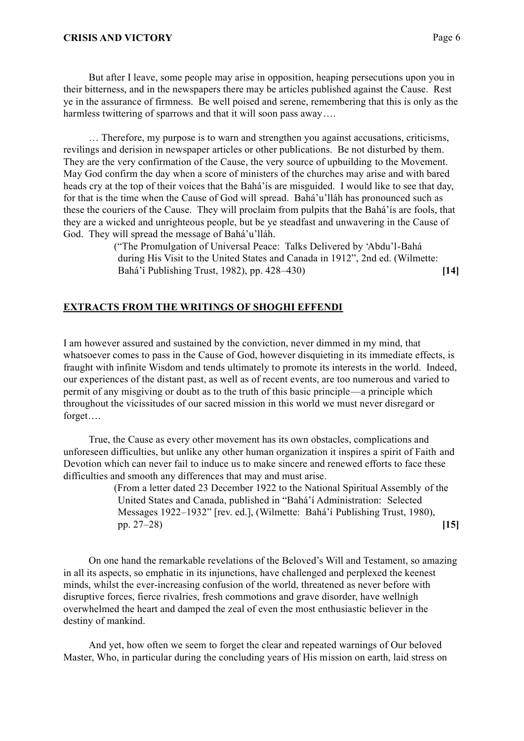But after I leave, some people may arise in opposition, heaping persecutions upon you in their bitterness, and in the newspapers there may be articles published against the Cause. Rest ye in the assurance of firmness. Be well poised and serene, remembering that this is only as the harmless twittering of sparrows and that it will soon pass away….

… Therefore, my purpose is to warn and strengthen you against accusations, criticisms, revilings and derision in newspaper articles or other publications. Be not disturbed by them. They are the very confirmation of the Cause, the very source of upbuilding to the Movement. May God confirm the day when a score of ministers of the churches may arise and with bared heads cry at the top of their voices that the Bahá'ís are misguided. I would like to see that day, for that is the time when the Cause of God will spread. Bahá'u'lláh has pronounced such as these the couriers of the Cause. They will proclaim from pulpits that the Bahá'ís are fools, that they are a wicked and unrighteous people, but be ye steadfast and unwavering in the Cause of God. They will spread the message of Bahá'u'lláh.

> ("The Promulgation of Universal Peace: Talks Delivered by 'Abdu'l-Bahá during His Visit to the United States and Canada in 1912", 2nd ed. (Wilmette: Bahá'í Publishing Trust, 1982), pp. 428–430) **[14]**

## EXTRACTS FROM THE WRITINGS OF SHOGHI EFFENDI

I am however assured and sustained by the conviction, never dimmed in my mind, that whatsoever comes to pass in the Cause of God, however disquieting in its immediate effects, is fraught with infinite Wisdom and tends ultimately to promote its interests in the world. Indeed, our experiences of the distant past, as well as of recent events, are too numerous and varied to permit of any misgiving or doubt as to the truth of this basic principle—a principle which throughout the vicissitudes of our sacred mission in this world we must never disregard or forget….

True, the Cause as every other movement has its own obstacles, complications and unforeseen difficulties, but unlike any other human organization it inspires a spirit of Faith and Devotion which can never fail to induce us to make sincere and renewed efforts to face these difficulties and smooth any differences that may and must arise.

> (From a letter dated 23 December 1922 to the National Spiritual Assembly of the United States and Canada, published in "Bahá'í Administration: Selected Messages 1922–1932" [rev. ed.], (Wilmette: Bahá'í Publishing Trust, 1980), pp. 27–28) **[15]**

On one hand the remarkable revelations of the Beloved's Will and Testament, so amazing in all its aspects, so emphatic in its injunctions, have challenged and perplexed the keenest minds, whilst the ever-increasing confusion of the world, threatened as never before with disruptive forces, fierce rivalries, fresh commotions and grave disorder, have wellnigh overwhelmed the heart and damped the zeal of even the most enthusiastic believer in the destiny of mankind.

And yet, how often we seem to forget the clear and repeated warnings of Our beloved Master, Who, in particular during the concluding years of His mission on earth, laid stress on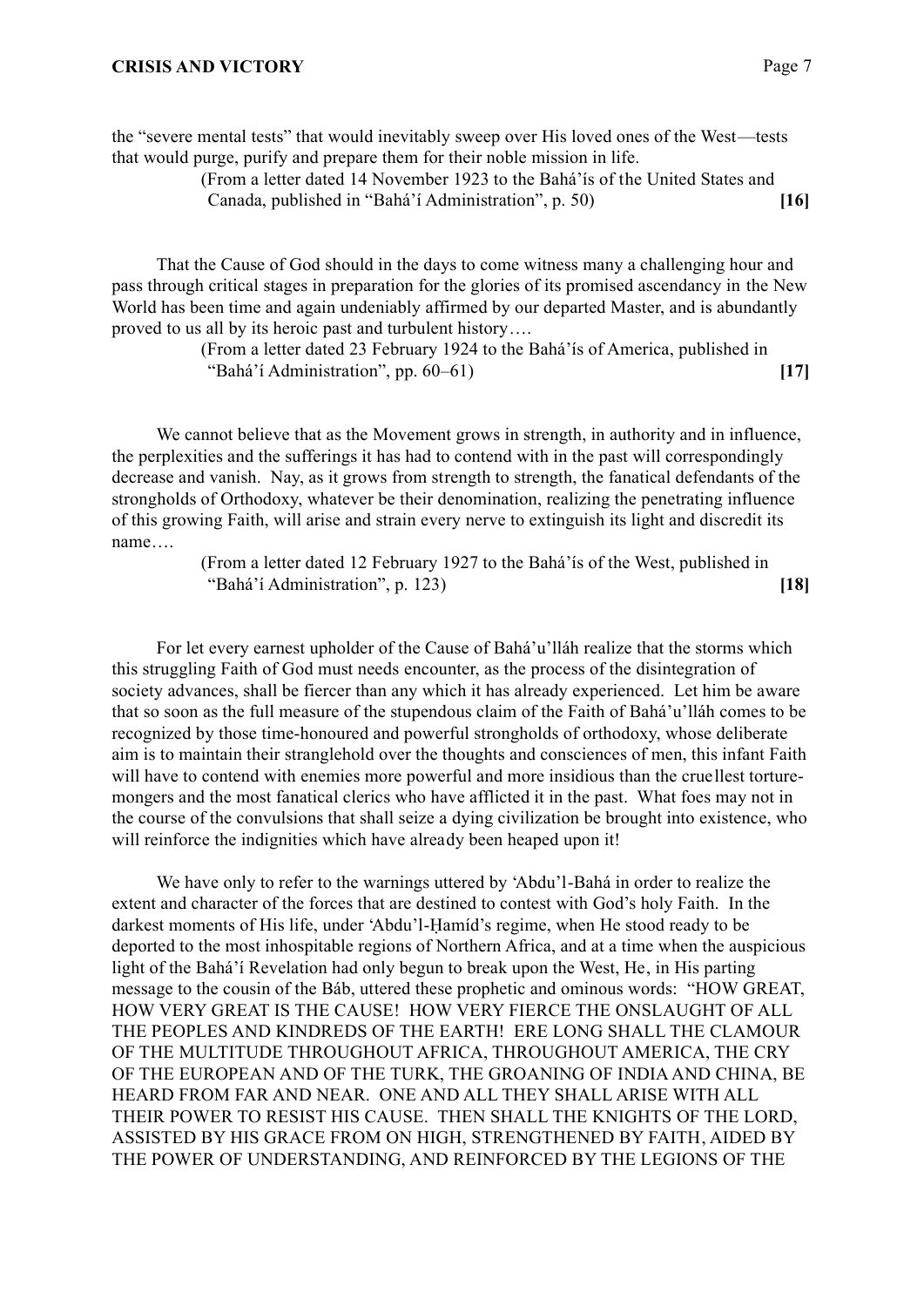the "severe mental tests" that would inevitably sweep over His loved ones of the West—tests that would purge, purify and prepare them for their noble mission in life.

> (From a letter dated 14 November 1923 to the Bahá'ís of the United States and Canada, published in "Bahá'í Administration", p. 50) **[16]**

That the Cause of God should in the days to come witness many a challenging hour and pass through critical stages in preparation for the glories of its promised ascendancy in the New World has been time and again undeniably affirmed by our departed Master, and is abundantly proved to us all by its heroic past and turbulent history….

> (From a letter dated 23 February 1924 to the Bahá'ís of America, published in "Bahá'í Administration", pp. 60–61) **[17]**

We cannot believe that as the Movement grows in strength, in authority and in influence, the perplexities and the sufferings it has had to contend with in the past will correspondingly decrease and vanish. Nay, as it grows from strength to strength, the fanatical defendants of the strongholds of Orthodoxy, whatever be their denomination, realizing the penetrating influence of this growing Faith, will arise and strain every nerve to extinguish its light and discredit its name….

> (From a letter dated 12 February 1927 to the Bahá'ís of the West, published in "Bahá'í Administration", p. 123) **[18]**

For let every earnest upholder of the Cause of Bahá'u'lláh realize that the storms which this struggling Faith of God must needs encounter, as the process of the disintegration of society advances, shall be fiercer than any which it has already experienced. Let him be aware that so soon as the full measure of the stupendous claim of the Faith of Bahá'u'lláh comes to be recognized by those time-honoured and powerful strongholds of orthodoxy, whose deliberate aim is to maintain their stranglehold over the thoughts and consciences of men, this infant Faith will have to contend with enemies more powerful and more insidious than the cruellest torture-mongers and the most fanatical clerics who have afflicted it in the past. What foes may not in the course of the convulsions that shall seize a dying civilization be brought into existence, who will reinforce the indignities which have already been heaped upon it!

We have only to refer to the warnings uttered by 'Abdu'l-Bahá in order to realize the extent and character of the forces that are destined to contest with God's holy Faith. In the darkest moments of His life, under 'Abdu'l-Ḥamíd's regime, when He stood ready to be deported to the most inhospitable regions of Northern Africa, and at a time when the auspicious light of the Bahá'í Revelation had only begun to break upon the West, He, in His parting message to the cousin of the Báb, uttered these prophetic and ominous words: "HOW GREAT, HOW VERY GREAT IS THE CAUSE! HOW VERY FIERCE THE ONSLAUGHT OF ALL THE PEOPLES AND KINDREDS OF THE EARTH! ERE LONG SHALL THE CLAMOUR OF THE MULTITUDE THROUGHOUT AFRICA, THROUGHOUT AMERICA, THE CRY OF THE EUROPEAN AND OF THE TURK, THE GROANING OF INDIA AND CHINA, BE HEARD FROM FAR AND NEAR. ONE AND ALL THEY SHALL ARISE WITH ALL THEIR POWER TO RESIST HIS CAUSE. THEN SHALL THE KNIGHTS OF THE LORD, ASSISTED BY HIS GRACE FROM ON HIGH, STRENGTHENED BY FAITH, AIDED BY THE POWER OF UNDERSTANDING, AND REINFORCED BY THE LEGIONS OF THE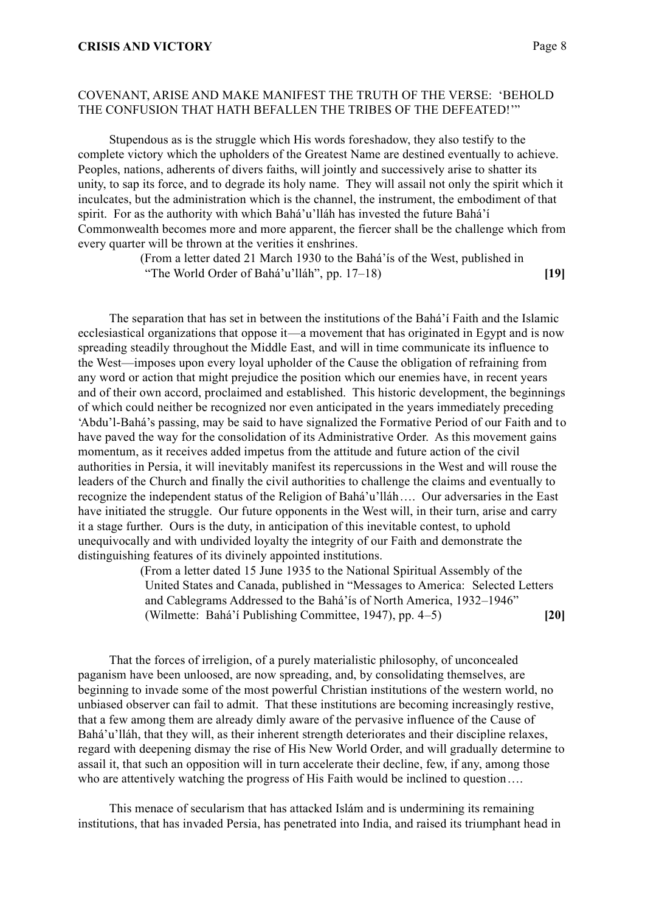COVENANT, ARISE AND MAKE MANIFEST THE TRUTH OF THE VERSE: 'BEHOLD THE CONFUSION THAT HATH BEFALLEN THE TRIBES OF THE DEFEATED!'"

Stupendous as is the struggle which His words foreshadow, they also testify to the complete victory which the upholders of the Greatest Name are destined eventually to achieve. Peoples, nations, adherents of divers faiths, will jointly and successively arise to shatter its unity, to sap its force, and to degrade its holy name. They will assail not only the spirit which it inculcates, but the administration which is the channel, the instrument, the embodiment of that spirit. For as the authority with which Bahá'u'lláh has invested the future Bahá'í Commonwealth becomes more and more apparent, the fiercer shall be the challenge which from every quarter will be thrown at the verities it enshrines.

(From a letter dated 21 March 1930 to the Bahá'ís of the West, published in "The World Order of Bahá'u'lláh", pp. 17–18) **[19]**

The separation that has set in between the institutions of the Bahá'í Faith and the Islamic ecclesiastical organizations that oppose it—a movement that has originated in Egypt and is now spreading steadily throughout the Middle East, and will in time communicate its influence to the West—imposes upon every loyal upholder of the Cause the obligation of refraining from any word or action that might prejudice the position which our enemies have, in recent years and of their own accord, proclaimed and established. This historic development, the beginnings of which could neither be recognized nor even anticipated in the years immediately preceding 'Abdu'l-Bahá's passing, may be said to have signalized the Formative Period of our Faith and to have paved the way for the consolidation of its Administrative Order. As this movement gains momentum, as it receives added impetus from the attitude and future action of the civil authorities in Persia, it will inevitably manifest its repercussions in the West and will rouse the leaders of the Church and finally the civil authorities to challenge the claims and eventually to recognize the independent status of the Religion of Bahá'u'lláh…. Our adversaries in the East have initiated the struggle. Our future opponents in the West will, in their turn, arise and carry it a stage further. Ours is the duty, in anticipation of this inevitable contest, to uphold unequivocally and with undivided loyalty the integrity of our Faith and demonstrate the distinguishing features of its divinely appointed institutions.

(From a letter dated 15 June 1935 to the National Spiritual Assembly of the United States and Canada, published in "Messages to America: Selected Letters and Cablegrams Addressed to the Bahá'ís of North America, 1932–1946" (Wilmette: Bahá'í Publishing Committee, 1947), pp. 4–5) **[20]**

That the forces of irreligion, of a purely materialistic philosophy, of unconcealed paganism have been unloosed, are now spreading, and, by consolidating themselves, are beginning to invade some of the most powerful Christian institutions of the western world, no unbiased observer can fail to admit. That these institutions are becoming increasingly restive, that a few among them are already dimly aware of the pervasive influence of the Cause of Bahá'u'lláh, that they will, as their inherent strength deteriorates and their discipline relaxes, regard with deepening dismay the rise of His New World Order, and will gradually determine to assail it, that such an opposition will in turn accelerate their decline, few, if any, among those who are attentively watching the progress of His Faith would be inclined to question….

This menace of secularism that has attacked Islám and is undermining its remaining institutions, that has invaded Persia, has penetrated into India, and raised its triumphant head in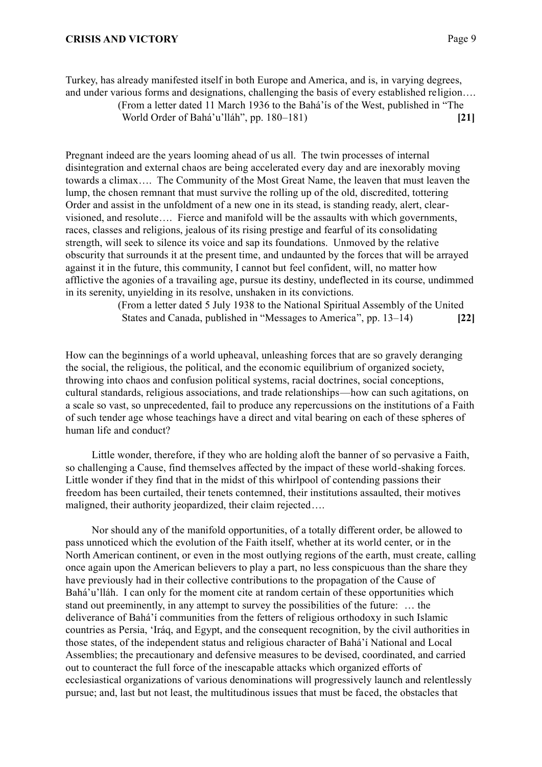Turkey, has already manifested itself in both Europe and America, and is, in varying degrees, and under various forms and designations, challenging the basis of every established religion….

(From a letter dated 11 March 1936 to the Bahá'ís of the West, published in "The World Order of Bahá'u'lláh", pp. 180–181) **[21]**

Pregnant indeed are the years looming ahead of us all. The twin processes of internal disintegration and external chaos are being accelerated every day and are inexorably moving towards a climax…. The Community of the Most Great Name, the leaven that must leaven the lump, the chosen remnant that must survive the rolling up of the old, discredited, tottering Order and assist in the unfoldment of a new one in its stead, is standing ready, alert, clear-visioned, and resolute…. Fierce and manifold will be the assaults with which governments, races, classes and religions, jealous of its rising prestige and fearful of its consolidating strength, will seek to silence its voice and sap its foundations. Unmoved by the relative obscurity that surrounds it at the present time, and undaunted by the forces that will be arrayed against it in the future, this community, I cannot but feel confident, will, no matter how afflictive the agonies of a travailing age, pursue its destiny, undeflected in its course, undimmed in its serenity, unyielding in its resolve, unshaken in its convictions.

(From a letter dated 5 July 1938 to the National Spiritual Assembly of the United States and Canada, published in "Messages to America", pp. 13–14) **[22]**

How can the beginnings of a world upheaval, unleashing forces that are so gravely deranging the social, the religious, the political, and the economic equilibrium of organized society, throwing into chaos and confusion political systems, racial doctrines, social conceptions, cultural standards, religious associations, and trade relationships—how can such agitations, on a scale so vast, so unprecedented, fail to produce any repercussions on the institutions of a Faith of such tender age whose teachings have a direct and vital bearing on each of these spheres of human life and conduct?

Little wonder, therefore, if they who are holding aloft the banner of so pervasive a Faith, so challenging a Cause, find themselves affected by the impact of these world-shaking forces. Little wonder if they find that in the midst of this whirlpool of contending passions their freedom has been curtailed, their tenets contemned, their institutions assaulted, their motives maligned, their authority jeopardized, their claim rejected….

Nor should any of the manifold opportunities, of a totally different order, be allowed to pass unnoticed which the evolution of the Faith itself, whether at its world center, or in the North American continent, or even in the most outlying regions of the earth, must create, calling once again upon the American believers to play a part, no less conspicuous than the share they have previously had in their collective contributions to the propagation of the Cause of Bahá'u'lláh. I can only for the moment cite at random certain of these opportunities which stand out preeminently, in any attempt to survey the possibilities of the future: … the deliverance of Bahá'í communities from the fetters of religious orthodoxy in such Islamic countries as Persia, 'Iráq, and Egypt, and the consequent recognition, by the civil authorities in those states, of the independent status and religious character of Bahá'í National and Local Assemblies; the precautionary and defensive measures to be devised, coordinated, and carried out to counteract the full force of the inescapable attacks which organized efforts of ecclesiastical organizations of various denominations will progressively launch and relentlessly pursue; and, last but not least, the multitudinous issues that must be faced, the obstacles that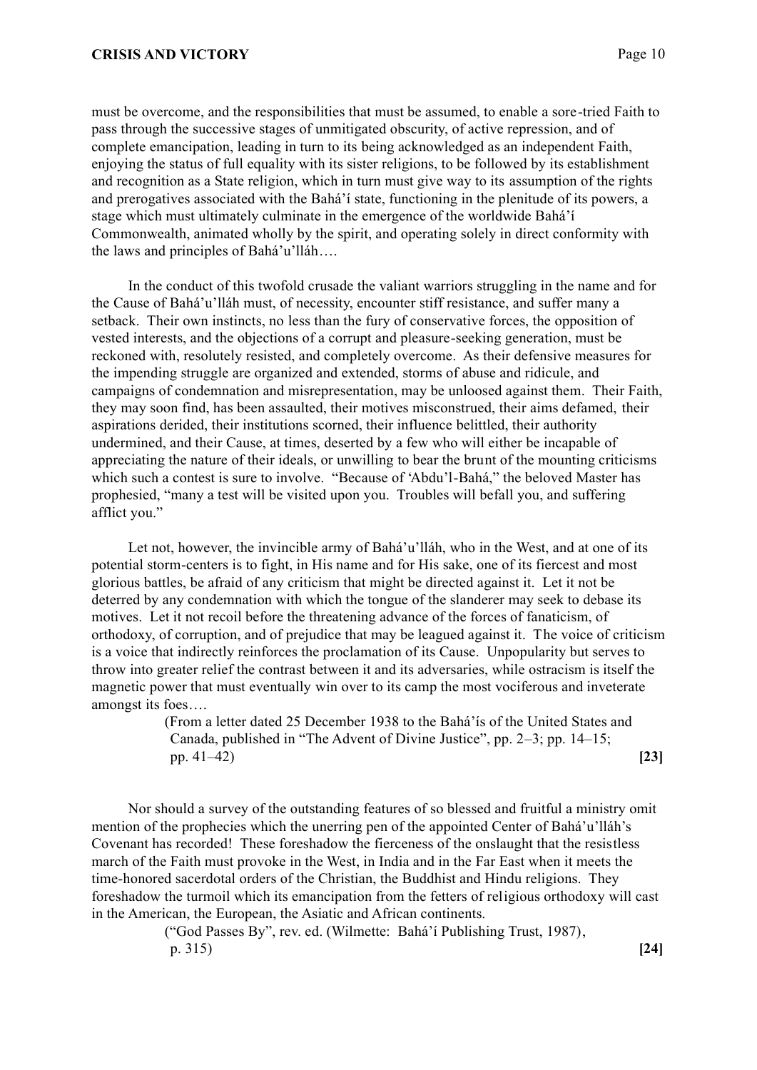must be overcome, and the responsibilities that must be assumed, to enable a sore-tried Faith to pass through the successive stages of unmitigated obscurity, of active repression, and of complete emancipation, leading in turn to its being acknowledged as an independent Faith, enjoying the status of full equality with its sister religions, to be followed by its establishment and recognition as a State religion, which in turn must give way to its assumption of the rights and prerogatives associated with the Bahá'í state, functioning in the plenitude of its powers, a stage which must ultimately culminate in the emergence of the worldwide Bahá'í Commonwealth, animated wholly by the spirit, and operating solely in direct conformity with the laws and principles of Bahá'u'lláh….

In the conduct of this twofold crusade the valiant warriors struggling in the name and for the Cause of Bahá'u'lláh must, of necessity, encounter stiff resistance, and suffer many a setback. Their own instincts, no less than the fury of conservative forces, the opposition of vested interests, and the objections of a corrupt and pleasure-seeking generation, must be reckoned with, resolutely resisted, and completely overcome. As their defensive measures for the impending struggle are organized and extended, storms of abuse and ridicule, and campaigns of condemnation and misrepresentation, may be unloosed against them. Their Faith, they may soon find, has been assaulted, their motives misconstrued, their aims defamed, their aspirations derided, their institutions scorned, their influence belittled, their authority undermined, and their Cause, at times, deserted by a few who will either be incapable of appreciating the nature of their ideals, or unwilling to bear the brunt of the mounting criticisms which such a contest is sure to involve. "Because of 'Abdu'l-Bahá," the beloved Master has prophesied, "many a test will be visited upon you. Troubles will befall you, and suffering afflict you."

Let not, however, the invincible army of Bahá'u'lláh, who in the West, and at one of its potential storm-centers is to fight, in His name and for His sake, one of its fiercest and most glorious battles, be afraid of any criticism that might be directed against it. Let it not be deterred by any condemnation with which the tongue of the slanderer may seek to debase its motives. Let it not recoil before the threatening advance of the forces of fanaticism, of orthodoxy, of corruption, and of prejudice that may be leagued against it. The voice of criticism is a voice that indirectly reinforces the proclamation of its Cause. Unpopularity but serves to throw into greater relief the contrast between it and its adversaries, while ostracism is itself the magnetic power that must eventually win over to its camp the most vociferous and inveterate amongst its foes….

(From a letter dated 25 December 1938 to the Bahá'ís of the United States and Canada, published in "The Advent of Divine Justice", pp. 2–3; pp. 14–15; pp. 41–42) **[23]**

Nor should a survey of the outstanding features of so blessed and fruitful a ministry omit mention of the prophecies which the unerring pen of the appointed Center of Bahá'u'lláh's Covenant has recorded! These foreshadow the fierceness of the onslaught that the resistless march of the Faith must provoke in the West, in India and in the Far East when it meets the time-honored sacerdotal orders of the Christian, the Buddhist and Hindu religions. They foreshadow the turmoil which its emancipation from the fetters of religious orthodoxy will cast in the American, the European, the Asiatic and African continents.

("God Passes By", rev. ed. (Wilmette: Bahá'í Publishing Trust, 1987), p. 315) **[24]**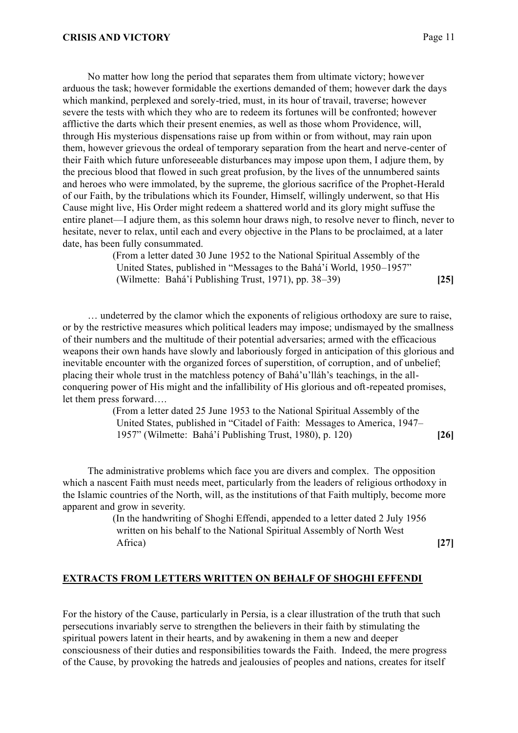No matter how long the period that separates them from ultimate victory; however arduous the task; however formidable the exertions demanded of them; however dark the days which mankind, perplexed and sorely-tried, must, in its hour of travail, traverse; however severe the tests with which they who are to redeem its fortunes will be confronted; however afflictive the darts which their present enemies, as well as those whom Providence, will, through His mysterious dispensations raise up from within or from without, may rain upon them, however grievous the ordeal of temporary separation from the heart and nerve-center of their Faith which future unforeseeable disturbances may impose upon them, I adjure them, by the precious blood that flowed in such great profusion, by the lives of the unnumbered saints and heroes who were immolated, by the supreme, the glorious sacrifice of the Prophet-Herald of our Faith, by the tribulations which its Founder, Himself, willingly underwent, so that His Cause might live, His Order might redeem a shattered world and its glory might suffuse the entire planet—I adjure them, as this solemn hour draws nigh, to resolve never to flinch, never to hesitate, never to relax, until each and every objective in the Plans to be proclaimed, at a later date, has been fully consummated.

(From a letter dated 30 June 1952 to the National Spiritual Assembly of the United States, published in "Messages to the Bahá'í World, 1950–1957" (Wilmette: Bahá'í Publishing Trust, 1971), pp. 38–39) **[25]**

… undeterred by the clamor which the exponents of religious orthodoxy are sure to raise, or by the restrictive measures which political leaders may impose; undismayed by the smallness of their numbers and the multitude of their potential adversaries; armed with the efficacious weapons their own hands have slowly and laboriously forged in anticipation of this glorious and inevitable encounter with the organized forces of superstition, of corruption, and of unbelief; placing their whole trust in the matchless potency of Bahá'u'lláh's teachings, in the all-conquering power of His might and the infallibility of His glorious and oft-repeated promises, let them press forward….

(From a letter dated 25 June 1953 to the National Spiritual Assembly of the United States, published in "Citadel of Faith: Messages to America, 1947–1957" (Wilmette: Bahá'í Publishing Trust, 1980), p. 120) **[26]**

The administrative problems which face you are divers and complex. The opposition which a nascent Faith must needs meet, particularly from the leaders of religious orthodoxy in the Islamic countries of the North, will, as the institutions of that Faith multiply, become more apparent and grow in severity.

(In the handwriting of Shoghi Effendi, appended to a letter dated 2 July 1956 written on his behalf to the National Spiritual Assembly of North West Africa) **[27]**

## EXTRACTS FROM LETTERS WRITTEN ON BEHALF OF SHOGHI EFFENDI

For the history of the Cause, particularly in Persia, is a clear illustration of the truth that such persecutions invariably serve to strengthen the believers in their faith by stimulating the spiritual powers latent in their hearts, and by awakening in them a new and deeper consciousness of their duties and responsibilities towards the Faith. Indeed, the mere progress of the Cause, by provoking the hatreds and jealousies of peoples and nations, creates for itself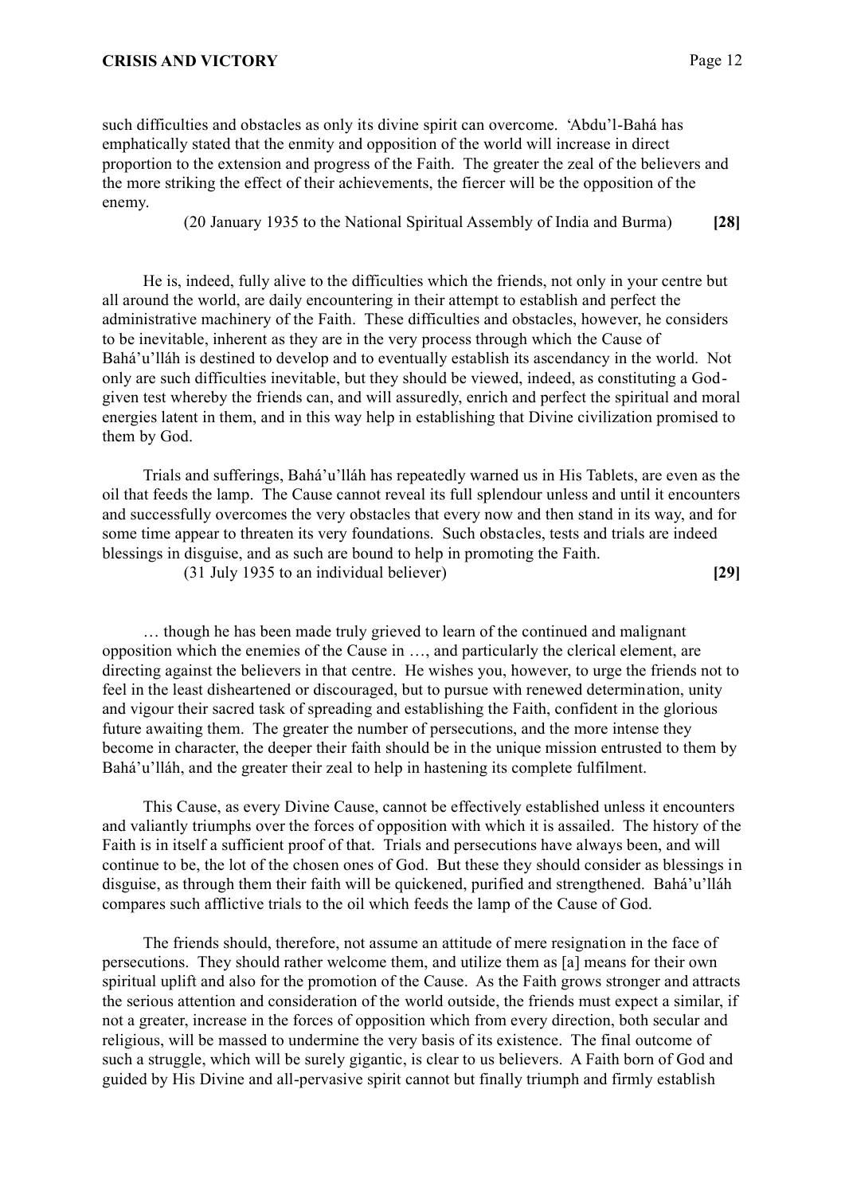such difficulties and obstacles as only its divine spirit can overcome. 'Abdu'l-Bahá has emphatically stated that the enmity and opposition of the world will increase in direct proportion to the extension and progress of the Faith. The greater the zeal of the believers and the more striking the effect of their achievements, the fiercer will be the opposition of the enemy.

(20 January 1935 to the National Spiritual Assembly of India and Burma) **[28]**

He is, indeed, fully alive to the difficulties which the friends, not only in your centre but all around the world, are daily encountering in their attempt to establish and perfect the administrative machinery of the Faith. These difficulties and obstacles, however, he considers to be inevitable, inherent as they are in the very process through which the Cause of Bahá'u'lláh is destined to develop and to eventually establish its ascendancy in the world. Not only are such difficulties inevitable, but they should be viewed, indeed, as constituting a God-given test whereby the friends can, and will assuredly, enrich and perfect the spiritual and moral energies latent in them, and in this way help in establishing that Divine civilization promised to them by God.

Trials and sufferings, Bahá'u'lláh has repeatedly warned us in His Tablets, are even as the oil that feeds the lamp. The Cause cannot reveal its full splendour unless and until it encounters and successfully overcomes the very obstacles that every now and then stand in its way, and for some time appear to threaten its very foundations. Such obstacles, tests and trials are indeed blessings in disguise, and as such are bound to help in promoting the Faith.

(31 July 1935 to an individual believer) **[29]**

… though he has been made truly grieved to learn of the continued and malignant opposition which the enemies of the Cause in …, and particularly the clerical element, are directing against the believers in that centre. He wishes you, however, to urge the friends not to feel in the least disheartened or discouraged, but to pursue with renewed determination, unity and vigour their sacred task of spreading and establishing the Faith, confident in the glorious future awaiting them. The greater the number of persecutions, and the more intense they become in character, the deeper their faith should be in the unique mission entrusted to them by Bahá'u'lláh, and the greater their zeal to help in hastening its complete fulfilment.

This Cause, as every Divine Cause, cannot be effectively established unless it encounters and valiantly triumphs over the forces of opposition with which it is assailed. The history of the Faith is in itself a sufficient proof of that. Trials and persecutions have always been, and will continue to be, the lot of the chosen ones of God. But these they should consider as blessings in disguise, as through them their faith will be quickened, purified and strengthened. Bahá'u'lláh compares such afflictive trials to the oil which feeds the lamp of the Cause of God.

The friends should, therefore, not assume an attitude of mere resignation in the face of persecutions. They should rather welcome them, and utilize them as [a] means for their own spiritual uplift and also for the promotion of the Cause. As the Faith grows stronger and attracts the serious attention and consideration of the world outside, the friends must expect a similar, if not a greater, increase in the forces of opposition which from every direction, both secular and religious, will be massed to undermine the very basis of its existence. The final outcome of such a struggle, which will be surely gigantic, is clear to us believers. A Faith born of God and guided by His Divine and all-pervasive spirit cannot but finally triumph and firmly establish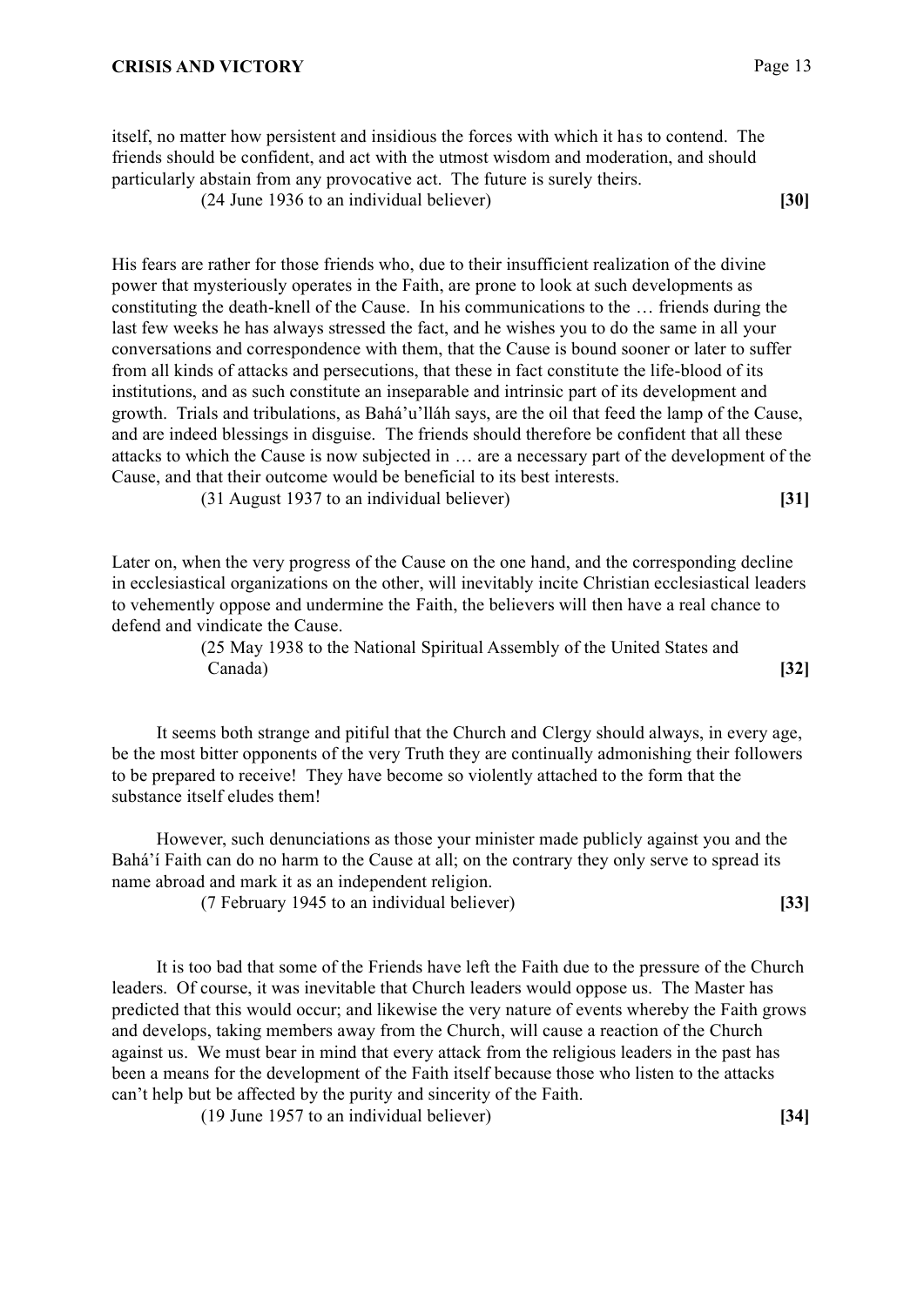itself, no matter how persistent and insidious the forces with which it has to contend. The friends should be confident, and act with the utmost wisdom and moderation, and should particularly abstain from any provocative act. The future is surely theirs.

(24 June 1936 to an individual believer) **[30]**

His fears are rather for those friends who, due to their insufficient realization of the divine power that mysteriously operates in the Faith, are prone to look at such developments as constituting the death-knell of the Cause. In his communications to the … friends during the last few weeks he has always stressed the fact, and he wishes you to do the same in all your conversations and correspondence with them, that the Cause is bound sooner or later to suffer from all kinds of attacks and persecutions, that these in fact constitute the life-blood of its institutions, and as such constitute an inseparable and intrinsic part of its development and growth. Trials and tribulations, as Bahá'u'lláh says, are the oil that feed the lamp of the Cause, and are indeed blessings in disguise. The friends should therefore be confident that all these attacks to which the Cause is now subjected in … are a necessary part of the development of the Cause, and that their outcome would be beneficial to its best interests.

(31 August 1937 to an individual believer) **[31]**

Later on, when the very progress of the Cause on the one hand, and the corresponding decline in ecclesiastical organizations on the other, will inevitably incite Christian ecclesiastical leaders to vehemently oppose and undermine the Faith, the believers will then have a real chance to defend and vindicate the Cause.

(25 May 1938 to the National Spiritual Assembly of the United States and Canada) **[32]**

It seems both strange and pitiful that the Church and Clergy should always, in every age, be the most bitter opponents of the very Truth they are continually admonishing their followers to be prepared to receive! They have become so violently attached to the form that the substance itself eludes them!

However, such denunciations as those your minister made publicly against you and the Bahá'í Faith can do no harm to the Cause at all; on the contrary they only serve to spread its name abroad and mark it as an independent religion.

(7 February 1945 to an individual believer) **[33]**

It is too bad that some of the Friends have left the Faith due to the pressure of the Church leaders. Of course, it was inevitable that Church leaders would oppose us. The Master has predicted that this would occur; and likewise the very nature of events whereby the Faith grows and develops, taking members away from the Church, will cause a reaction of the Church against us. We must bear in mind that every attack from the religious leaders in the past has been a means for the development of the Faith itself because those who listen to the attacks can't help but be affected by the purity and sincerity of the Faith.

(19 June 1957 to an individual believer) **[34]**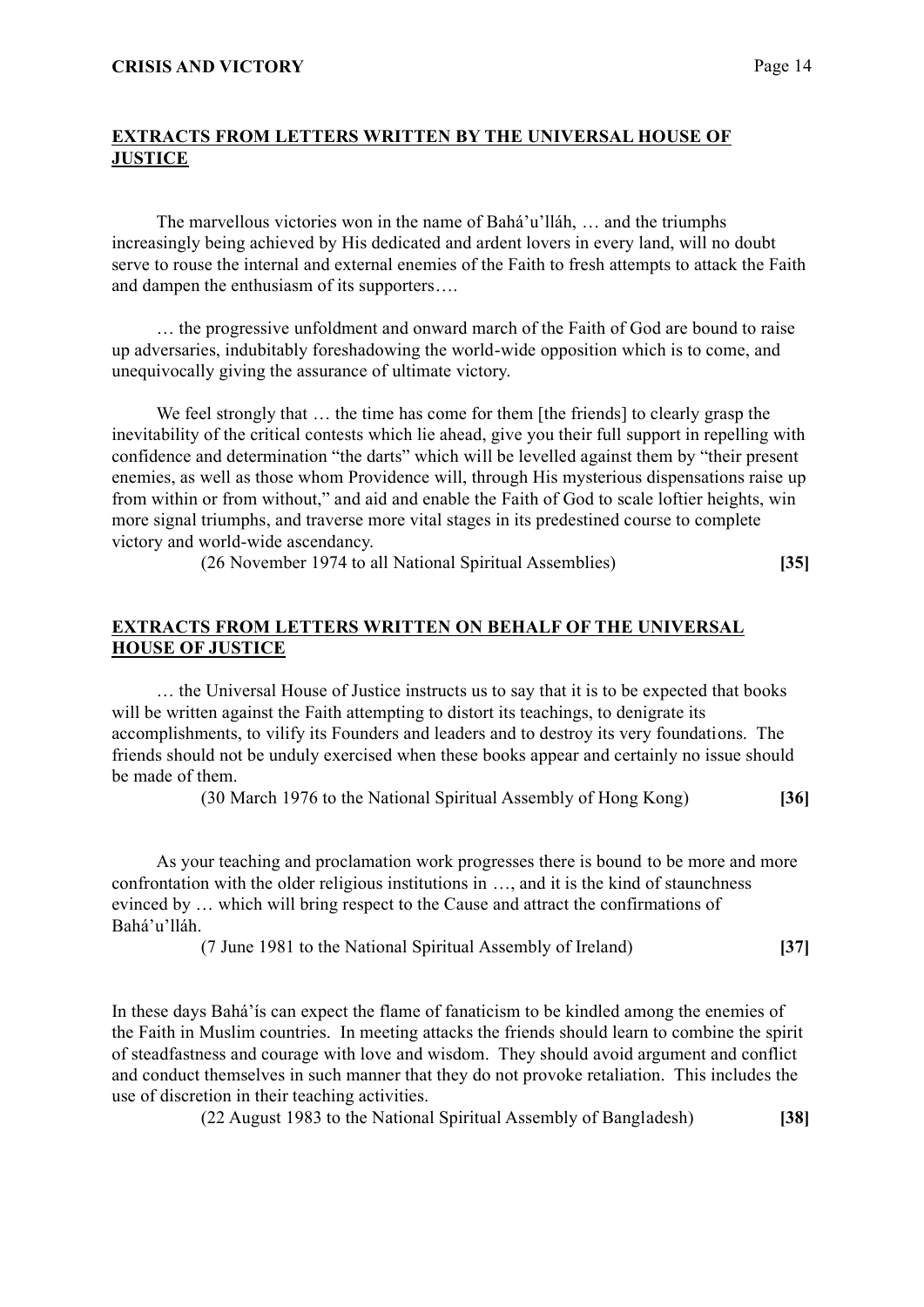## EXTRACTS FROM LETTERS WRITTEN BY THE UNIVERSAL HOUSE OF JUSTICE

The marvellous victories won in the name of Bahá'u'lláh, … and the triumphs increasingly being achieved by His dedicated and ardent lovers in every land, will no doubt serve to rouse the internal and external enemies of the Faith to fresh attempts to attack the Faith and dampen the enthusiasm of its supporters….

… the progressive unfoldment and onward march of the Faith of God are bound to raise up adversaries, indubitably foreshadowing the world-wide opposition which is to come, and unequivocally giving the assurance of ultimate victory.

We feel strongly that … the time has come for them [the friends] to clearly grasp the inevitability of the critical contests which lie ahead, give you their full support in repelling with confidence and determination "the darts" which will be levelled against them by "their present enemies, as well as those whom Providence will, through His mysterious dispensations raise up from within or from without," and aid and enable the Faith of God to scale loftier heights, win more signal triumphs, and traverse more vital stages in its predestined course to complete victory and world-wide ascendancy.

(26 November 1974 to all National Spiritual Assemblies) **[35]**

## EXTRACTS FROM LETTERS WRITTEN ON BEHALF OF THE UNIVERSAL HOUSE OF JUSTICE

… the Universal House of Justice instructs us to say that it is to be expected that books will be written against the Faith attempting to distort its teachings, to denigrate its accomplishments, to vilify its Founders and leaders and to destroy its very foundations. The friends should not be unduly exercised when these books appear and certainly no issue should be made of them.

(30 March 1976 to the National Spiritual Assembly of Hong Kong) **[36]**

As your teaching and proclamation work progresses there is bound to be more and more confrontation with the older religious institutions in …, and it is the kind of staunchness evinced by … which will bring respect to the Cause and attract the confirmations of Bahá'u'lláh.

(7 June 1981 to the National Spiritual Assembly of Ireland) **[37]**

In these days Bahá'ís can expect the flame of fanaticism to be kindled among the enemies of the Faith in Muslim countries. In meeting attacks the friends should learn to combine the spirit of steadfastness and courage with love and wisdom. They should avoid argument and conflict and conduct themselves in such manner that they do not provoke retaliation. This includes the use of discretion in their teaching activities.

(22 August 1983 to the National Spiritual Assembly of Bangladesh) **[38]**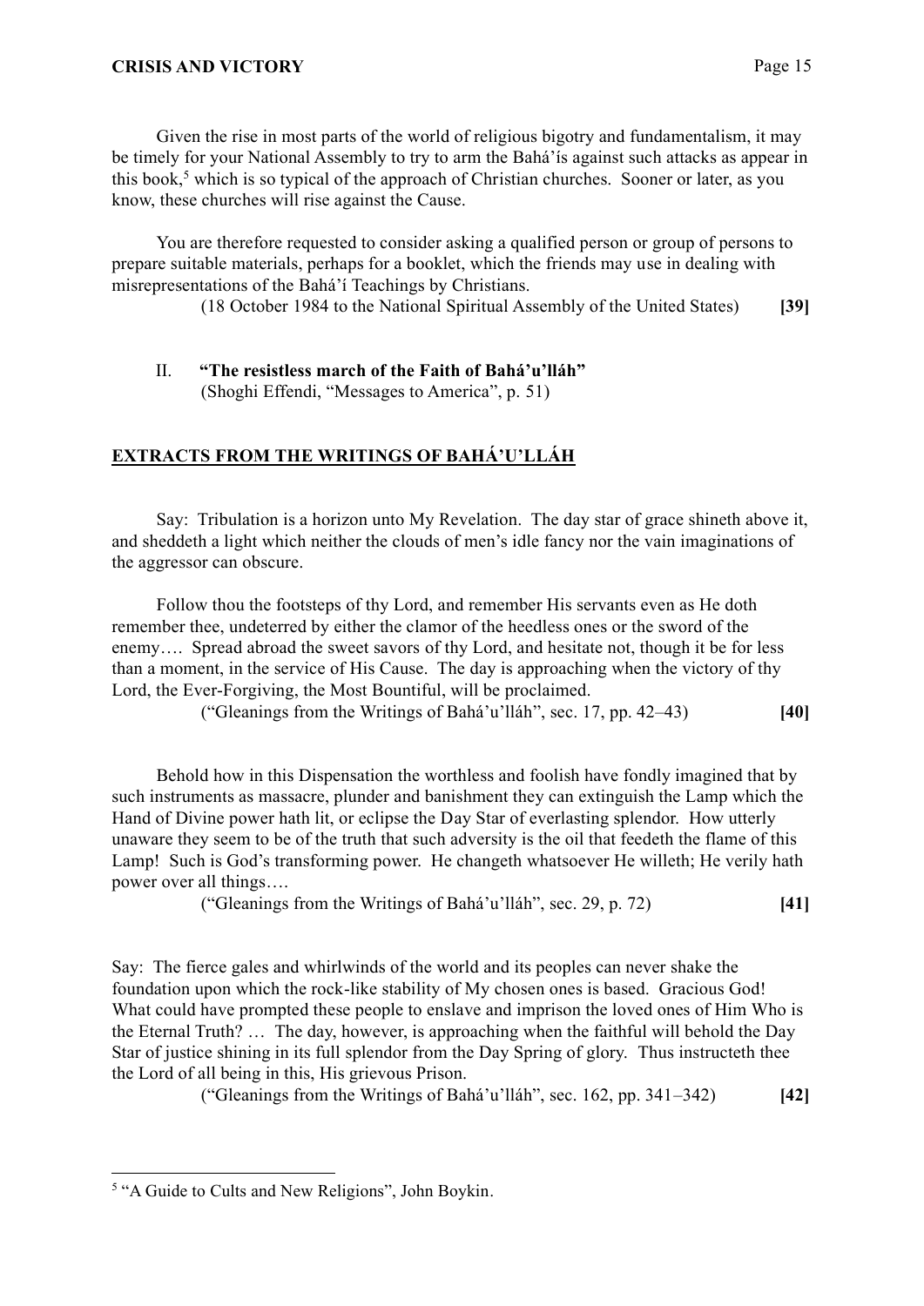Given the rise in most parts of the world of religious bigotry and fundamentalism, it may be timely for your National Assembly to try to arm the Bahá'ís against such attacks as appear in this book,[5] which is so typical of the approach of Christian churches. Sooner or later, as you know, these churches will rise against the Cause.

You are therefore requested to consider asking a qualified person or group of persons to prepare suitable materials, perhaps for a booklet, which the friends may use in dealing with misrepresentations of the Bahá'í Teachings by Christians.

(18 October 1984 to the National Spiritual Assembly of the United States) **[39]**

## II. **"The resistless march of the Faith of Bahá'u'lláh"**

(Shoghi Effendi, "Messages to America", p. 51)

### EXTRACTS FROM THE WRITINGS OF BAHÁ'U'LLÁH

Say: Tribulation is a horizon unto My Revelation. The day star of grace shineth above it, and sheddeth a light which neither the clouds of men's idle fancy nor the vain imaginations of the aggressor can obscure.

Follow thou the footsteps of thy Lord, and remember His servants even as He doth remember thee, undeterred by either the clamor of the heedless ones or the sword of the enemy…. Spread abroad the sweet savors of thy Lord, and hesitate not, though it be for less than a moment, in the service of His Cause. The day is approaching when the victory of thy Lord, the Ever-Forgiving, the Most Bountiful, will be proclaimed.

("Gleanings from the Writings of Bahá'u'lláh", sec. 17, pp. 42–43) **[40]**

Behold how in this Dispensation the worthless and foolish have fondly imagined that by such instruments as massacre, plunder and banishment they can extinguish the Lamp which the Hand of Divine power hath lit, or eclipse the Day Star of everlasting splendor. How utterly unaware they seem to be of the truth that such adversity is the oil that feedeth the flame of this Lamp! Such is God's transforming power. He changeth whatsoever He willeth; He verily hath power over all things….

("Gleanings from the Writings of Bahá'u'lláh", sec. 29, p. 72) **[41]**

Say: The fierce gales and whirlwinds of the world and its peoples can never shake the foundation upon which the rock-like stability of My chosen ones is based. Gracious God! What could have prompted these people to enslave and imprison the loved ones of Him Who is the Eternal Truth? … The day, however, is approaching when the faithful will behold the Day Star of justice shining in its full splendor from the Day Spring of glory. Thus instructeth thee the Lord of all being in this, His grievous Prison.

("Gleanings from the Writings of Bahá'u'lláh", sec. 162, pp. 341–342) **[42]**

---

[5] "A Guide to Cults and New Religions", John Boykin.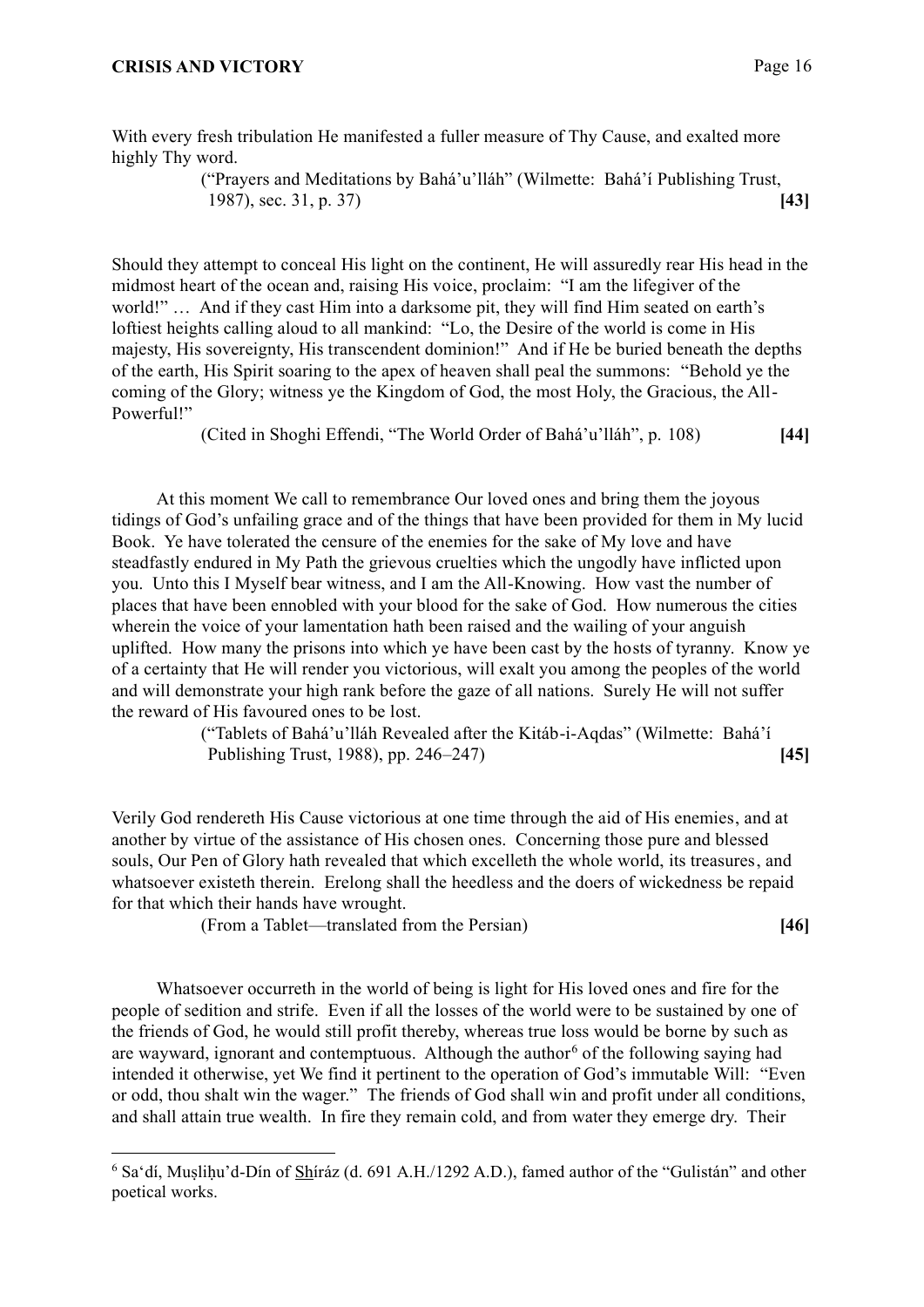With every fresh tribulation He manifested a fuller measure of Thy Cause, and exalted more highly Thy word.

("Prayers and Meditations by Bahá'u'lláh" (Wilmette: Bahá'í Publishing Trust, 1987), sec. 31, p. 37) **[43]**

Should they attempt to conceal His light on the continent, He will assuredly rear His head in the midmost heart of the ocean and, raising His voice, proclaim: "I am the lifegiver of the world!" … And if they cast Him into a darksome pit, they will find Him seated on earth's loftiest heights calling aloud to all mankind: "Lo, the Desire of the world is come in His majesty, His sovereignty, His transcendent dominion!" And if He be buried beneath the depths of the earth, His Spirit soaring to the apex of heaven shall peal the summons: "Behold ye the coming of the Glory; witness ye the Kingdom of God, the most Holy, the Gracious, the All-Powerful!"

(Cited in Shoghi Effendi, "The World Order of Bahá'u'lláh", p. 108) **[44]**

At this moment We call to remembrance Our loved ones and bring them the joyous tidings of God's unfailing grace and of the things that have been provided for them in My lucid Book. Ye have tolerated the censure of the enemies for the sake of My love and have steadfastly endured in My Path the grievous cruelties which the ungodly have inflicted upon you. Unto this I Myself bear witness, and I am the All-Knowing. How vast the number of places that have been ennobled with your blood for the sake of God. How numerous the cities wherein the voice of your lamentation hath been raised and the wailing of your anguish uplifted. How many the prisons into which ye have been cast by the hosts of tyranny. Know ye of a certainty that He will render you victorious, will exalt you among the peoples of the world and will demonstrate your high rank before the gaze of all nations. Surely He will not suffer the reward of His favoured ones to be lost.

("Tablets of Bahá'u'lláh Revealed after the Kitáb-i-Aqdas" (Wilmette: Bahá'í Publishing Trust, 1988), pp. 246–247) **[45]**

Verily God rendereth His Cause victorious at one time through the aid of His enemies, and at another by virtue of the assistance of His chosen ones. Concerning those pure and blessed souls, Our Pen of Glory hath revealed that which excelleth the whole world, its treasures, and whatsoever existeth therein. Erelong shall the heedless and the doers of wickedness be repaid for that which their hands have wrought.

(From a Tablet—translated from the Persian) **[46]**

Whatsoever occurreth in the world of being is light for His loved ones and fire for the people of sedition and strife. Even if all the losses of the world were to be sustained by one of the friends of God, he would still profit thereby, whereas true loss would be borne by such as are wayward, ignorant and contemptuous. Although the author[6] of the following saying had intended it otherwise, yet We find it pertinent to the operation of God's immutable Will: "Even or odd, thou shalt win the wager." The friends of God shall win and profit under all conditions, and shall attain true wealth. In fire they remain cold, and from water they emerge dry. Their

---

[6] Sa'dí, Muṣliḥu'd-Dín of Shíráz (d. 691 A.H./1292 A.D.), famed author of the "Gulistán" and other poetical works.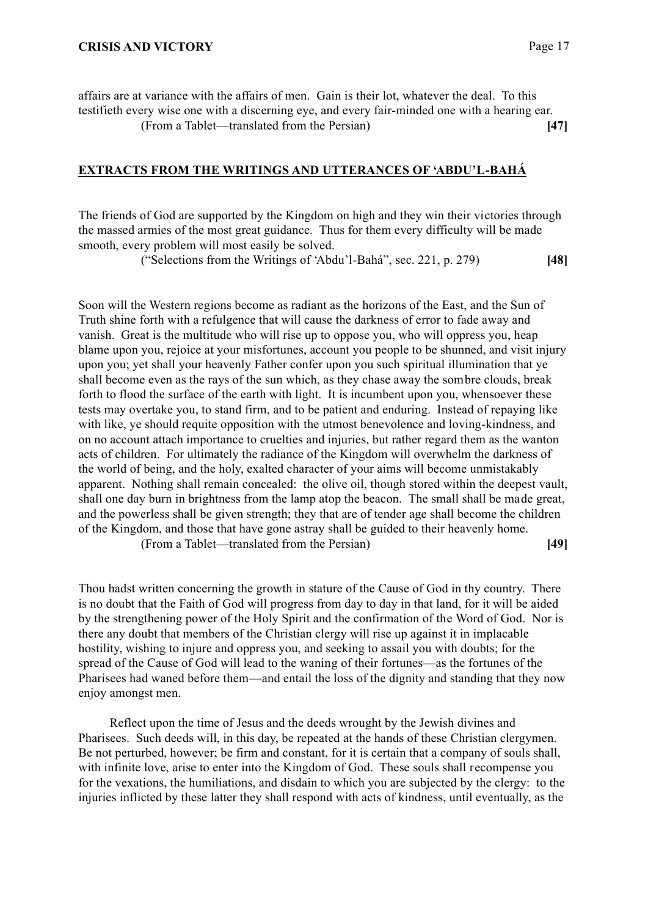affairs are at variance with the affairs of men. Gain is their lot, whatever the deal. To this testifieth every wise one with a discerning eye, and every fair-minded one with a hearing ear.
(From a Tablet—translated from the Persian) **[47]**

## EXTRACTS FROM THE WRITINGS AND UTTERANCES OF 'ABDU'L-BAHÁ

The friends of God are supported by the Kingdom on high and they win their victories through the massed armies of the most great guidance. Thus for them every difficulty will be made smooth, every problem will most easily be solved.
("Selections from the Writings of 'Abdu'l-Bahá", sec. 221, p. 279) **[48]**

Soon will the Western regions become as radiant as the horizons of the East, and the Sun of Truth shine forth with a refulgence that will cause the darkness of error to fade away and vanish. Great is the multitude who will rise up to oppose you, who will oppress you, heap blame upon you, rejoice at your misfortunes, account you people to be shunned, and visit injury upon you; yet shall your heavenly Father confer upon you such spiritual illumination that ye shall become even as the rays of the sun which, as they chase away the sombre clouds, break forth to flood the surface of the earth with light. It is incumbent upon you, whensoever these tests may overtake you, to stand firm, and to be patient and enduring. Instead of repaying like with like, ye should requite opposition with the utmost benevolence and loving-kindness, and on no account attach importance to cruelties and injuries, but rather regard them as the wanton acts of children. For ultimately the radiance of the Kingdom will overwhelm the darkness of the world of being, and the holy, exalted character of your aims will become unmistakably apparent. Nothing shall remain concealed: the olive oil, though stored within the deepest vault, shall one day burn in brightness from the lamp atop the beacon. The small shall be made great, and the powerless shall be given strength; they that are of tender age shall become the children of the Kingdom, and those that have gone astray shall be guided to their heavenly home.
(From a Tablet—translated from the Persian) **[49]**

Thou hadst written concerning the growth in stature of the Cause of God in thy country. There is no doubt that the Faith of God will progress from day to day in that land, for it will be aided by the strengthening power of the Holy Spirit and the confirmation of the Word of God. Nor is there any doubt that members of the Christian clergy will rise up against it in implacable hostility, wishing to injure and oppress you, and seeking to assail you with doubts; for the spread of the Cause of God will lead to the waning of their fortunes—as the fortunes of the Pharisees had waned before them—and entail the loss of the dignity and standing that they now enjoy amongst men.

Reflect upon the time of Jesus and the deeds wrought by the Jewish divines and Pharisees. Such deeds will, in this day, be repeated at the hands of these Christian clergymen. Be not perturbed, however; be firm and constant, for it is certain that a company of souls shall, with infinite love, arise to enter into the Kingdom of God. These souls shall recompense you for the vexations, the humiliations, and disdain to which you are subjected by the clergy: to the injuries inflicted by these latter they shall respond with acts of kindness, until eventually, as the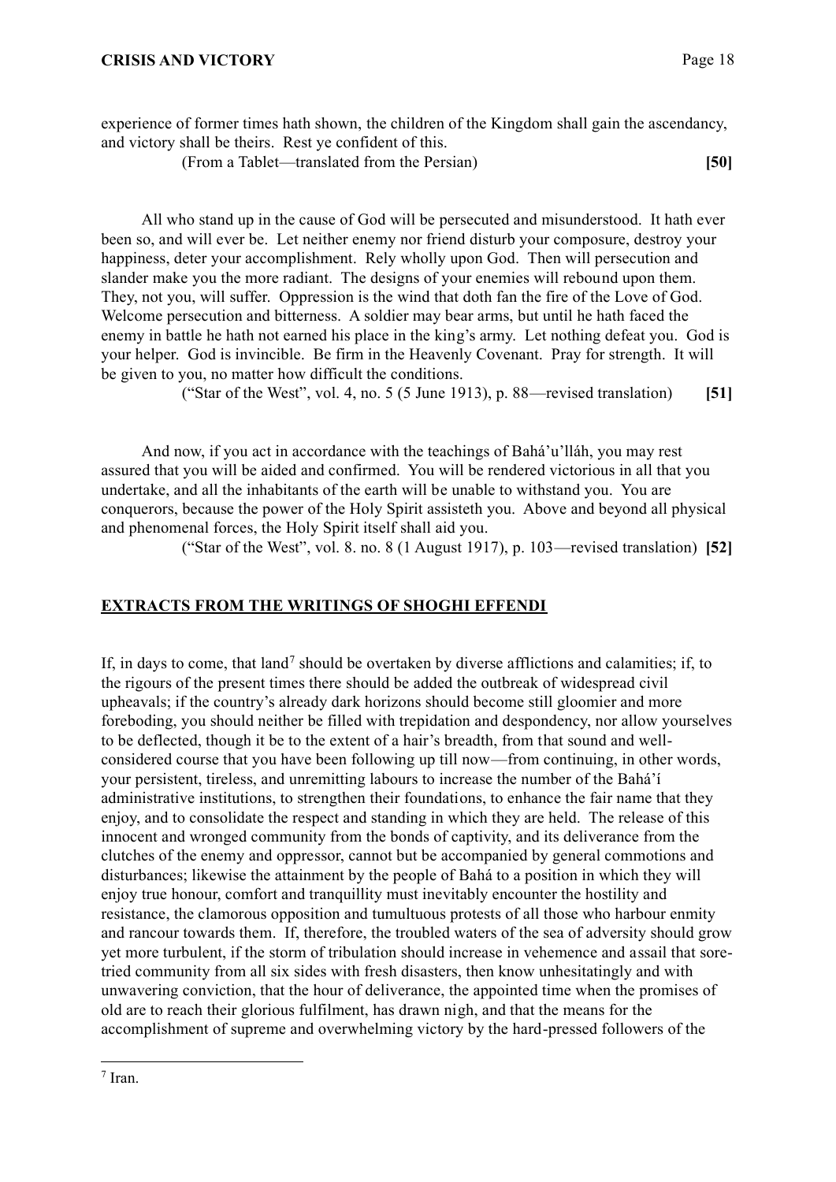experience of former times hath shown, the children of the Kingdom shall gain the ascendancy, and victory shall be theirs. Rest ye confident of this.

(From a Tablet—translated from the Persian) **[50]**

All who stand up in the cause of God will be persecuted and misunderstood. It hath ever been so, and will ever be. Let neither enemy nor friend disturb your composure, destroy your happiness, deter your accomplishment. Rely wholly upon God. Then will persecution and slander make you the more radiant. The designs of your enemies will rebound upon them. They, not you, will suffer. Oppression is the wind that doth fan the fire of the Love of God. Welcome persecution and bitterness. A soldier may bear arms, but until he hath faced the enemy in battle he hath not earned his place in the king's army. Let nothing defeat you. God is your helper. God is invincible. Be firm in the Heavenly Covenant. Pray for strength. It will be given to you, no matter how difficult the conditions.

("Star of the West", vol. 4, no. 5 (5 June 1913), p. 88—revised translation) **[51]**

And now, if you act in accordance with the teachings of Bahá'u'lláh, you may rest assured that you will be aided and confirmed. You will be rendered victorious in all that you undertake, and all the inhabitants of the earth will be unable to withstand you. You are conquerors, because the power of the Holy Spirit assisteth you. Above and beyond all physical and phenomenal forces, the Holy Spirit itself shall aid you.

("Star of the West", vol. 8. no. 8 (1 August 1917), p. 103—revised translation) **[52]**

## EXTRACTS FROM THE WRITINGS OF SHOGHI EFFENDI

If, in days to come, that land[7] should be overtaken by diverse afflictions and calamities; if, to the rigours of the present times there should be added the outbreak of widespread civil upheavals; if the country's already dark horizons should become still gloomier and more foreboding, you should neither be filled with trepidation and despondency, nor allow yourselves to be deflected, though it be to the extent of a hair's breadth, from that sound and well-considered course that you have been following up till now—from continuing, in other words, your persistent, tireless, and unremitting labours to increase the number of the Bahá'í administrative institutions, to strengthen their foundations, to enhance the fair name that they enjoy, and to consolidate the respect and standing in which they are held. The release of this innocent and wronged community from the bonds of captivity, and its deliverance from the clutches of the enemy and oppressor, cannot but be accompanied by general commotions and disturbances; likewise the attainment by the people of Bahá to a position in which they will enjoy true honour, comfort and tranquillity must inevitably encounter the hostility and resistance, the clamorous opposition and tumultuous protests of all those who harbour enmity and rancour towards them. If, therefore, the troubled waters of the sea of adversity should grow yet more turbulent, if the storm of tribulation should increase in vehemence and assail that sore-tried community from all six sides with fresh disasters, then know unhesitatingly and with unwavering conviction, that the hour of deliverance, the appointed time when the promises of old are to reach their glorious fulfilment, has drawn nigh, and that the means for the accomplishment of supreme and overwhelming victory by the hard-pressed followers of the

[7] Iran.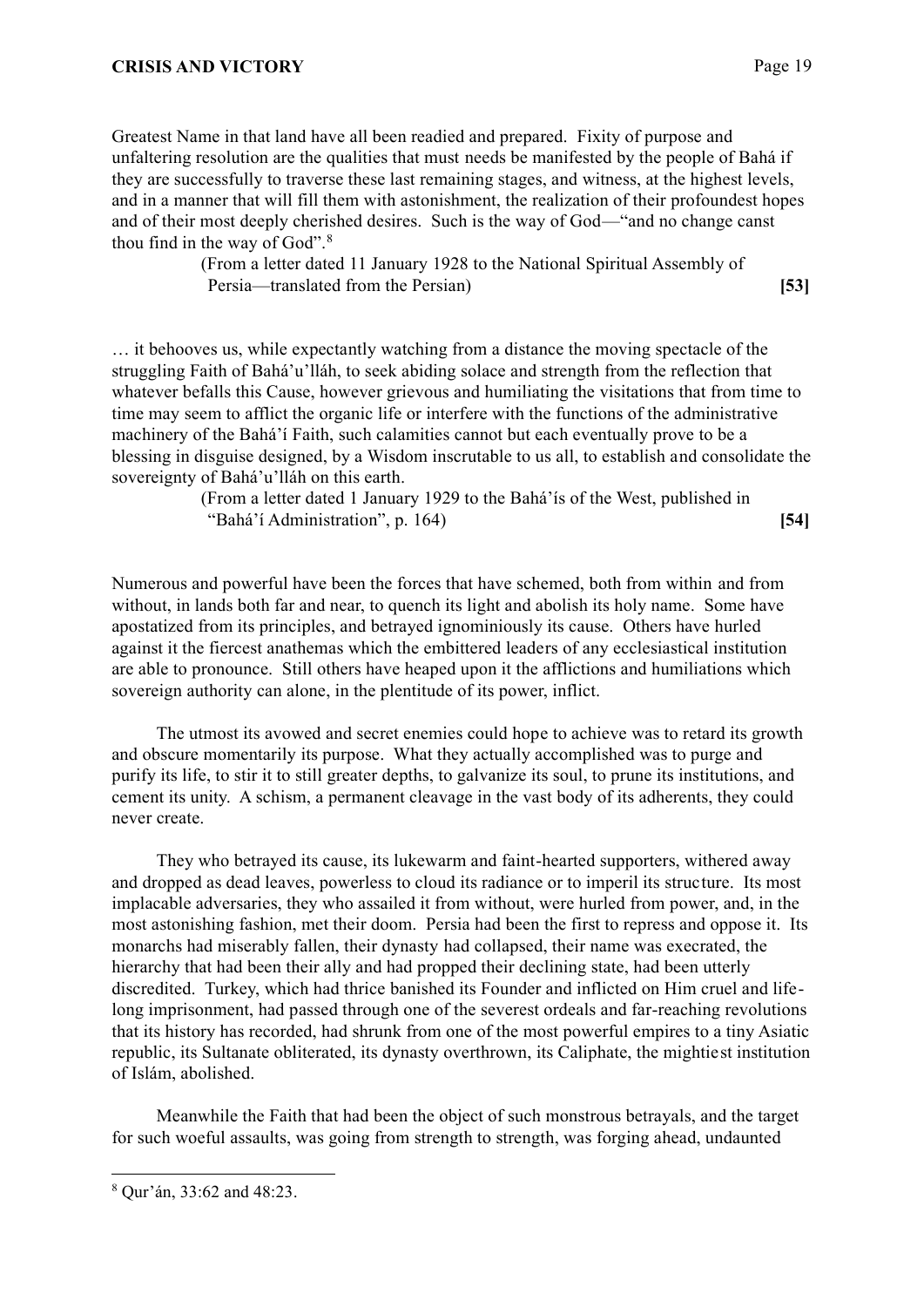Greatest Name in that land have all been readied and prepared. Fixity of purpose and unfaltering resolution are the qualities that must needs be manifested by the people of Bahá if they are successfully to traverse these last remaining stages, and witness, at the highest levels, and in a manner that will fill them with astonishment, the realization of their profoundest hopes and of their most deeply cherished desires. Such is the way of God—"and no change canst thou find in the way of God".[8]

(From a letter dated 11 January 1928 to the National Spiritual Assembly of Persia—translated from the Persian) **[53]**

… it behooves us, while expectantly watching from a distance the moving spectacle of the struggling Faith of Bahá'u'lláh, to seek abiding solace and strength from the reflection that whatever befalls this Cause, however grievous and humiliating the visitations that from time to time may seem to afflict the organic life or interfere with the functions of the administrative machinery of the Bahá'í Faith, such calamities cannot but each eventually prove to be a blessing in disguise designed, by a Wisdom inscrutable to us all, to establish and consolidate the sovereignty of Bahá'u'lláh on this earth.

(From a letter dated 1 January 1929 to the Bahá'ís of the West, published in "Bahá'í Administration", p. 164) **[54]**

Numerous and powerful have been the forces that have schemed, both from within and from without, in lands both far and near, to quench its light and abolish its holy name. Some have apostatized from its principles, and betrayed ignominiously its cause. Others have hurled against it the fiercest anathemas which the embittered leaders of any ecclesiastical institution are able to pronounce. Still others have heaped upon it the afflictions and humiliations which sovereign authority can alone, in the plentitude of its power, inflict.

The utmost its avowed and secret enemies could hope to achieve was to retard its growth and obscure momentarily its purpose. What they actually accomplished was to purge and purify its life, to stir it to still greater depths, to galvanize its soul, to prune its institutions, and cement its unity. A schism, a permanent cleavage in the vast body of its adherents, they could never create.

They who betrayed its cause, its lukewarm and faint-hearted supporters, withered away and dropped as dead leaves, powerless to cloud its radiance or to imperil its structure. Its most implacable adversaries, they who assailed it from without, were hurled from power, and, in the most astonishing fashion, met their doom. Persia had been the first to repress and oppose it. Its monarchs had miserably fallen, their dynasty had collapsed, their name was execrated, the hierarchy that had been their ally and had propped their declining state, had been utterly discredited. Turkey, which had thrice banished its Founder and inflicted on Him cruel and life-long imprisonment, had passed through one of the severest ordeals and far-reaching revolutions that its history has recorded, had shrunk from one of the most powerful empires to a tiny Asiatic republic, its Sultanate obliterated, its dynasty overthrown, its Caliphate, the mightiest institution of Islám, abolished.

Meanwhile the Faith that had been the object of such monstrous betrayals, and the target for such woeful assaults, was going from strength to strength, was forging ahead, undaunted

---

[8] Qur'án, 33:62 and 48:23.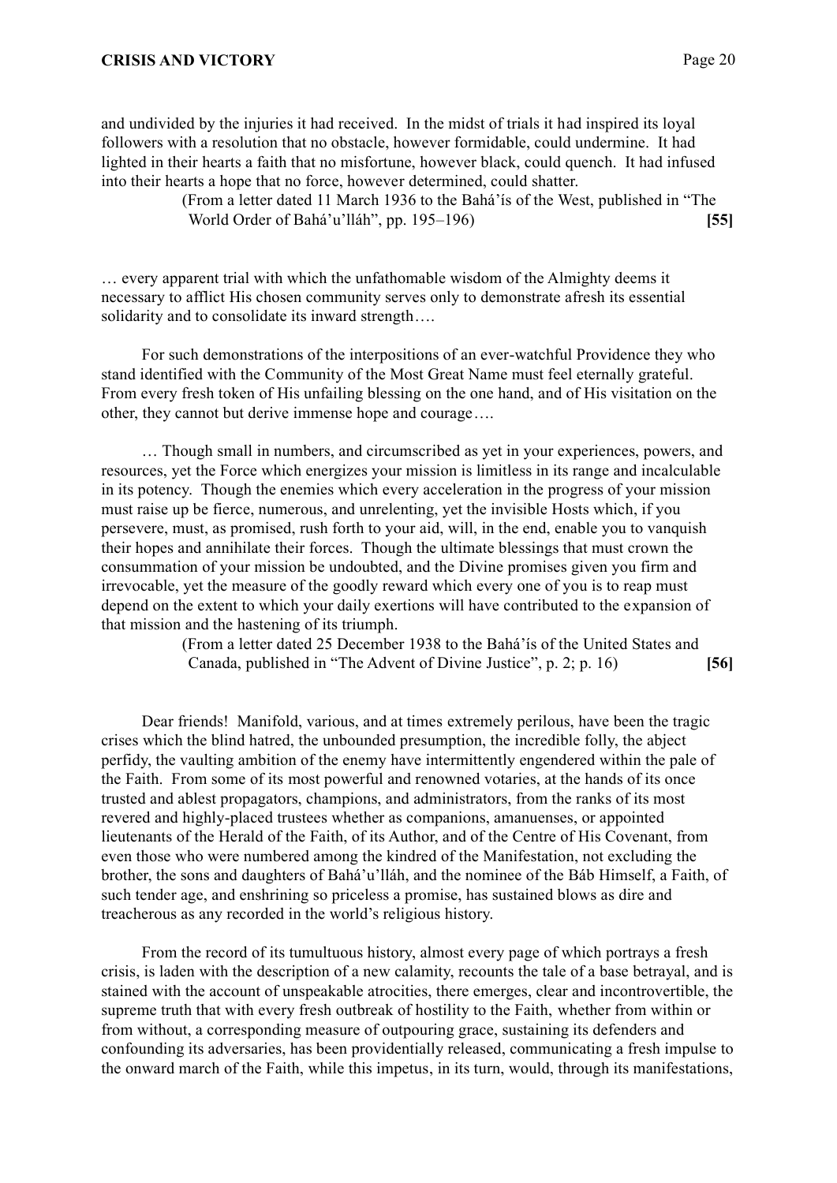and undivided by the injuries it had received. In the midst of trials it had inspired its loyal followers with a resolution that no obstacle, however formidable, could undermine. It had lighted in their hearts a faith that no misfortune, however black, could quench. It had infused into their hearts a hope that no force, however determined, could shatter.

(From a letter dated 11 March 1936 to the Bahá'ís of the West, published in "The World Order of Bahá'u'lláh", pp. 195–196) **[55]**

… every apparent trial with which the unfathomable wisdom of the Almighty deems it necessary to afflict His chosen community serves only to demonstrate afresh its essential solidarity and to consolidate its inward strength….

For such demonstrations of the interpositions of an ever-watchful Providence they who stand identified with the Community of the Most Great Name must feel eternally grateful. From every fresh token of His unfailing blessing on the one hand, and of His visitation on the other, they cannot but derive immense hope and courage….

… Though small in numbers, and circumscribed as yet in your experiences, powers, and resources, yet the Force which energizes your mission is limitless in its range and incalculable in its potency. Though the enemies which every acceleration in the progress of your mission must raise up be fierce, numerous, and unrelenting, yet the invisible Hosts which, if you persevere, must, as promised, rush forth to your aid, will, in the end, enable you to vanquish their hopes and annihilate their forces. Though the ultimate blessings that must crown the consummation of your mission be undoubted, and the Divine promises given you firm and irrevocable, yet the measure of the goodly reward which every one of you is to reap must depend on the extent to which your daily exertions will have contributed to the expansion of that mission and the hastening of its triumph.

(From a letter dated 25 December 1938 to the Bahá'ís of the United States and Canada, published in "The Advent of Divine Justice", p. 2; p. 16) **[56]**

Dear friends! Manifold, various, and at times extremely perilous, have been the tragic crises which the blind hatred, the unbounded presumption, the incredible folly, the abject perfidy, the vaulting ambition of the enemy have intermittently engendered within the pale of the Faith. From some of its most powerful and renowned votaries, at the hands of its once trusted and ablest propagators, champions, and administrators, from the ranks of its most revered and highly-placed trustees whether as companions, amanuenses, or appointed lieutenants of the Herald of the Faith, of its Author, and of the Centre of His Covenant, from even those who were numbered among the kindred of the Manifestation, not excluding the brother, the sons and daughters of Bahá'u'lláh, and the nominee of the Báb Himself, a Faith, of such tender age, and enshrining so priceless a promise, has sustained blows as dire and treacherous as any recorded in the world's religious history.

From the record of its tumultuous history, almost every page of which portrays a fresh crisis, is laden with the description of a new calamity, recounts the tale of a base betrayal, and is stained with the account of unspeakable atrocities, there emerges, clear and incontrovertible, the supreme truth that with every fresh outbreak of hostility to the Faith, whether from within or from without, a corresponding measure of outpouring grace, sustaining its defenders and confounding its adversaries, has been providentially released, communicating a fresh impulse to the onward march of the Faith, while this impetus, in its turn, would, through its manifestations,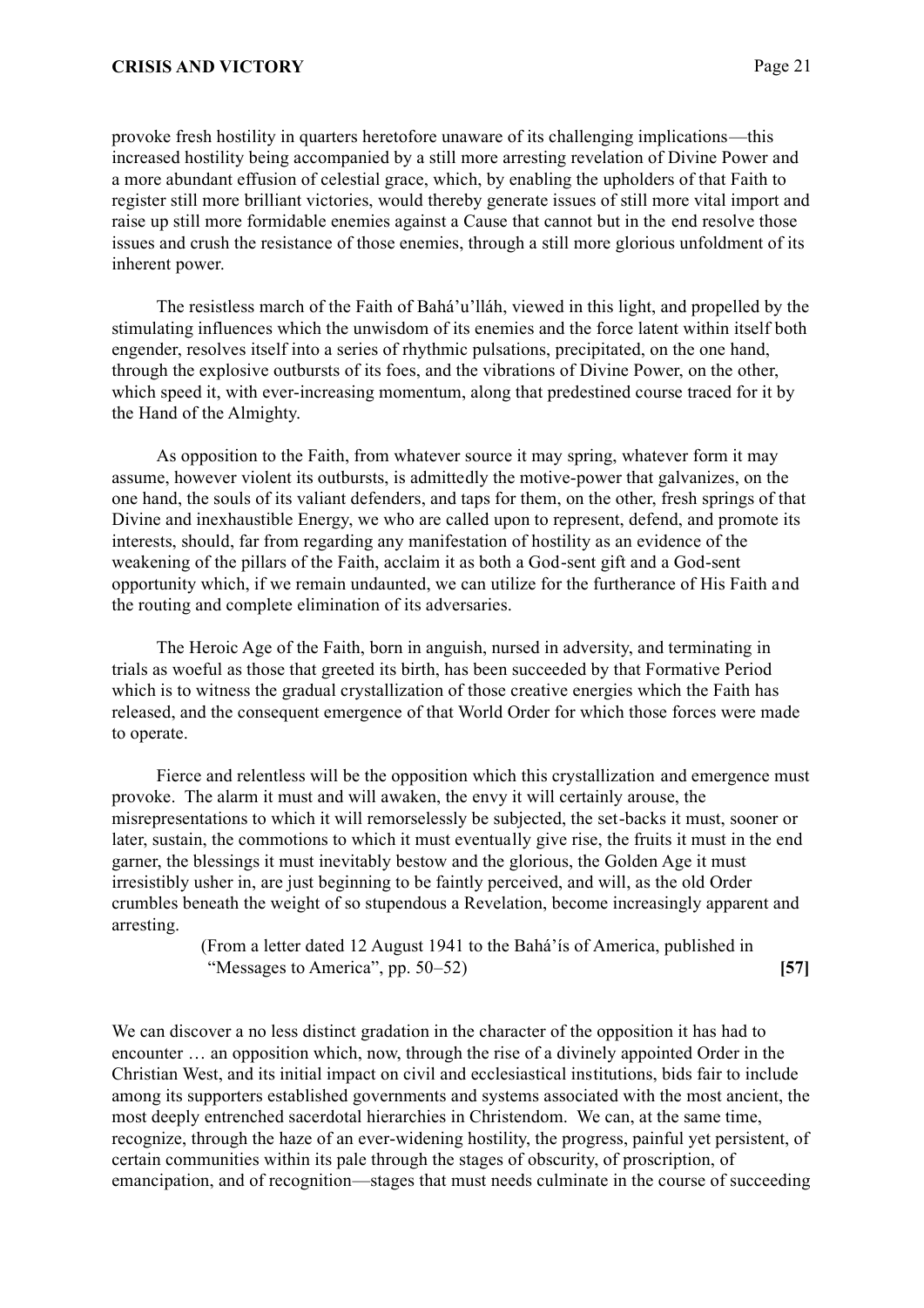provoke fresh hostility in quarters heretofore unaware of its challenging implications—this increased hostility being accompanied by a still more arresting revelation of Divine Power and a more abundant effusion of celestial grace, which, by enabling the upholders of that Faith to register still more brilliant victories, would thereby generate issues of still more vital import and raise up still more formidable enemies against a Cause that cannot but in the end resolve those issues and crush the resistance of those enemies, through a still more glorious unfoldment of its inherent power.

The resistless march of the Faith of Bahá'u'lláh, viewed in this light, and propelled by the stimulating influences which the unwisdom of its enemies and the force latent within itself both engender, resolves itself into a series of rhythmic pulsations, precipitated, on the one hand, through the explosive outbursts of its foes, and the vibrations of Divine Power, on the other, which speed it, with ever-increasing momentum, along that predestined course traced for it by the Hand of the Almighty.

As opposition to the Faith, from whatever source it may spring, whatever form it may assume, however violent its outbursts, is admittedly the motive-power that galvanizes, on the one hand, the souls of its valiant defenders, and taps for them, on the other, fresh springs of that Divine and inexhaustible Energy, we who are called upon to represent, defend, and promote its interests, should, far from regarding any manifestation of hostility as an evidence of the weakening of the pillars of the Faith, acclaim it as both a God-sent gift and a God-sent opportunity which, if we remain undaunted, we can utilize for the furtherance of His Faith and the routing and complete elimination of its adversaries.

The Heroic Age of the Faith, born in anguish, nursed in adversity, and terminating in trials as woeful as those that greeted its birth, has been succeeded by that Formative Period which is to witness the gradual crystallization of those creative energies which the Faith has released, and the consequent emergence of that World Order for which those forces were made to operate.

Fierce and relentless will be the opposition which this crystallization and emergence must provoke. The alarm it must and will awaken, the envy it will certainly arouse, the misrepresentations to which it will remorselessly be subjected, the set-backs it must, sooner or later, sustain, the commotions to which it must eventually give rise, the fruits it must in the end garner, the blessings it must inevitably bestow and the glorious, the Golden Age it must irresistibly usher in, are just beginning to be faintly perceived, and will, as the old Order crumbles beneath the weight of so stupendous a Revelation, become increasingly apparent and arresting.

(From a letter dated 12 August 1941 to the Bahá'ís of America, published in "Messages to America", pp. 50–52) **[57]**

We can discover a no less distinct gradation in the character of the opposition it has had to encounter … an opposition which, now, through the rise of a divinely appointed Order in the Christian West, and its initial impact on civil and ecclesiastical institutions, bids fair to include among its supporters established governments and systems associated with the most ancient, the most deeply entrenched sacerdotal hierarchies in Christendom. We can, at the same time, recognize, through the haze of an ever-widening hostility, the progress, painful yet persistent, of certain communities within its pale through the stages of obscurity, of proscription, of emancipation, and of recognition—stages that must needs culminate in the course of succeeding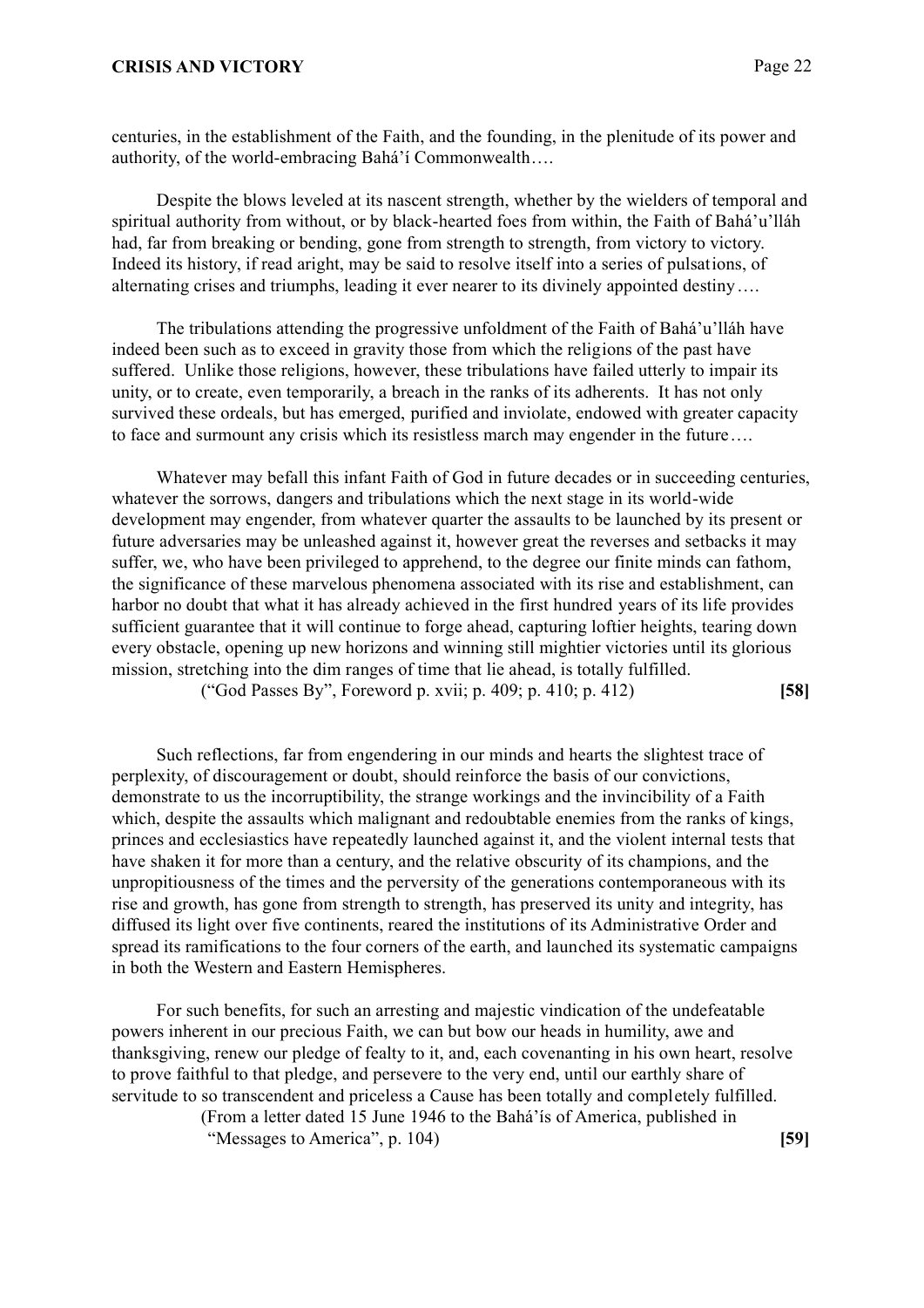centuries, in the establishment of the Faith, and the founding, in the plenitude of its power and authority, of the world-embracing Bahá'í Commonwealth….

Despite the blows leveled at its nascent strength, whether by the wielders of temporal and spiritual authority from without, or by black-hearted foes from within, the Faith of Bahá'u'lláh had, far from breaking or bending, gone from strength to strength, from victory to victory. Indeed its history, if read aright, may be said to resolve itself into a series of pulsations, of alternating crises and triumphs, leading it ever nearer to its divinely appointed destiny….

The tribulations attending the progressive unfoldment of the Faith of Bahá'u'lláh have indeed been such as to exceed in gravity those from which the religions of the past have suffered. Unlike those religions, however, these tribulations have failed utterly to impair its unity, or to create, even temporarily, a breach in the ranks of its adherents. It has not only survived these ordeals, but has emerged, purified and inviolate, endowed with greater capacity to face and surmount any crisis which its resistless march may engender in the future….

Whatever may befall this infant Faith of God in future decades or in succeeding centuries, whatever the sorrows, dangers and tribulations which the next stage in its world-wide development may engender, from whatever quarter the assaults to be launched by its present or future adversaries may be unleashed against it, however great the reverses and setbacks it may suffer, we, who have been privileged to apprehend, to the degree our finite minds can fathom, the significance of these marvelous phenomena associated with its rise and establishment, can harbor no doubt that what it has already achieved in the first hundred years of its life provides sufficient guarantee that it will continue to forge ahead, capturing loftier heights, tearing down every obstacle, opening up new horizons and winning still mightier victories until its glorious mission, stretching into the dim ranges of time that lie ahead, is totally fulfilled.

("God Passes By", Foreword p. xvii; p. 409; p. 410; p. 412) **[58]**

Such reflections, far from engendering in our minds and hearts the slightest trace of perplexity, of discouragement or doubt, should reinforce the basis of our convictions, demonstrate to us the incorruptibility, the strange workings and the invincibility of a Faith which, despite the assaults which malignant and redoubtable enemies from the ranks of kings, princes and ecclesiastics have repeatedly launched against it, and the violent internal tests that have shaken it for more than a century, and the relative obscurity of its champions, and the unpropitiousness of the times and the perversity of the generations contemporaneous with its rise and growth, has gone from strength to strength, has preserved its unity and integrity, has diffused its light over five continents, reared the institutions of its Administrative Order and spread its ramifications to the four corners of the earth, and launched its systematic campaigns in both the Western and Eastern Hemispheres.

For such benefits, for such an arresting and majestic vindication of the undefeatable powers inherent in our precious Faith, we can but bow our heads in humility, awe and thanksgiving, renew our pledge of fealty to it, and, each covenanting in his own heart, resolve to prove faithful to that pledge, and persevere to the very end, until our earthly share of servitude to so transcendent and priceless a Cause has been totally and completely fulfilled.

(From a letter dated 15 June 1946 to the Bahá'ís of America, published in "Messages to America", p. 104) **[59]**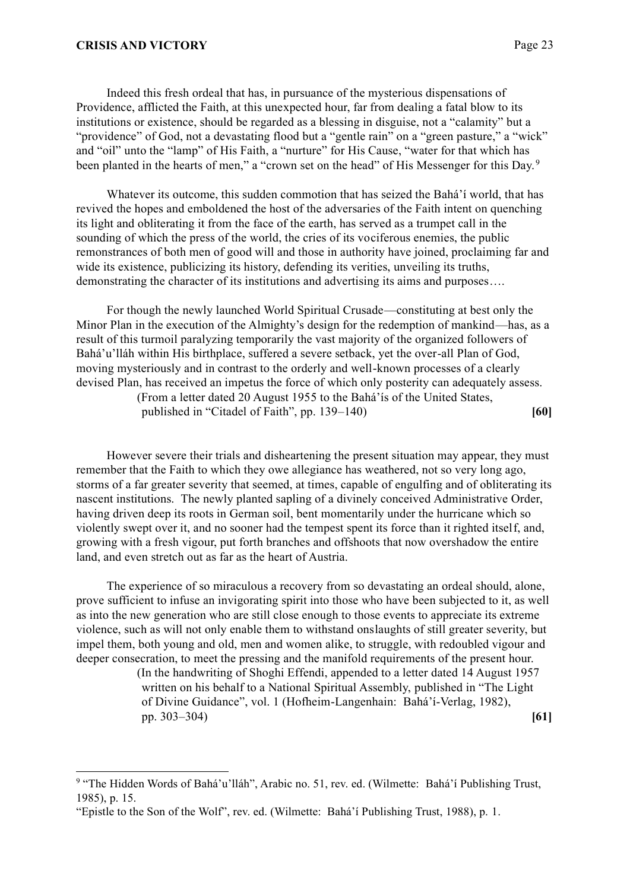Indeed this fresh ordeal that has, in pursuance of the mysterious dispensations of Providence, afflicted the Faith, at this unexpected hour, far from dealing a fatal blow to its institutions or existence, should be regarded as a blessing in disguise, not a "calamity" but a "providence" of God, not a devastating flood but a "gentle rain" on a "green pasture," a "wick" and "oil" unto the "lamp" of His Faith, a "nurture" for His Cause, "water for that which has been planted in the hearts of men," a "crown set on the head" of His Messenger for this Day.[9]

Whatever its outcome, this sudden commotion that has seized the Bahá'í world, that has revived the hopes and emboldened the host of the adversaries of the Faith intent on quenching its light and obliterating it from the face of the earth, has served as a trumpet call in the sounding of which the press of the world, the cries of its vociferous enemies, the public remonstrances of both men of good will and those in authority have joined, proclaiming far and wide its existence, publicizing its history, defending its verities, unveiling its truths, demonstrating the character of its institutions and advertising its aims and purposes….

For though the newly launched World Spiritual Crusade—constituting at best only the Minor Plan in the execution of the Almighty's design for the redemption of mankind—has, as a result of this turmoil paralyzing temporarily the vast majority of the organized followers of Bahá'u'lláh within His birthplace, suffered a severe setback, yet the over-all Plan of God, moving mysteriously and in contrast to the orderly and well-known processes of a clearly devised Plan, has received an impetus the force of which only posterity can adequately assess.

(From a letter dated 20 August 1955 to the Bahá'ís of the United States, published in "Citadel of Faith", pp. 139–140) **[60]**

However severe their trials and disheartening the present situation may appear, they must remember that the Faith to which they owe allegiance has weathered, not so very long ago, storms of a far greater severity that seemed, at times, capable of engulfing and of obliterating its nascent institutions. The newly planted sapling of a divinely conceived Administrative Order, having driven deep its roots in German soil, bent momentarily under the hurricane which so violently swept over it, and no sooner had the tempest spent its force than it righted itself, and, growing with a fresh vigour, put forth branches and offshoots that now overshadow the entire land, and even stretch out as far as the heart of Austria.

The experience of so miraculous a recovery from so devastating an ordeal should, alone, prove sufficient to infuse an invigorating spirit into those who have been subjected to it, as well as into the new generation who are still close enough to those events to appreciate its extreme violence, such as will not only enable them to withstand onslaughts of still greater severity, but impel them, both young and old, men and women alike, to struggle, with redoubled vigour and deeper consecration, to meet the pressing and the manifold requirements of the present hour.

(In the handwriting of Shoghi Effendi, appended to a letter dated 14 August 1957 written on his behalf to a National Spiritual Assembly, published in "The Light of Divine Guidance", vol. 1 (Hofheim-Langenhain: Bahá'í-Verlag, 1982), pp. 303–304) **[61]**

---

[9] "The Hidden Words of Bahá'u'lláh", Arabic no. 51, rev. ed. (Wilmette: Bahá'í Publishing Trust, 1985), p. 15.
"Epistle to the Son of the Wolf", rev. ed. (Wilmette: Bahá'í Publishing Trust, 1988), p. 1.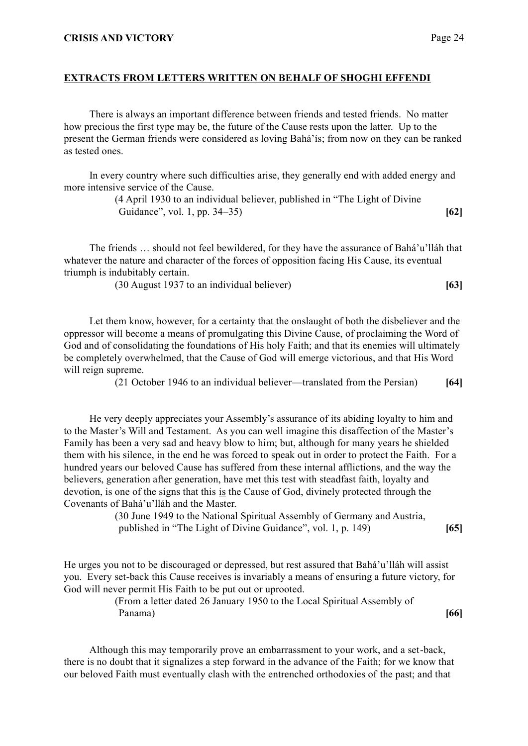## EXTRACTS FROM LETTERS WRITTEN ON BEHALF OF SHOGHI EFFENDI

There is always an important difference between friends and tested friends. No matter how precious the first type may be, the future of the Cause rests upon the latter. Up to the present the German friends were considered as loving Bahá'ís; from now on they can be ranked as tested ones.

In every country where such difficulties arise, they generally end with added energy and more intensive service of the Cause.

(4 April 1930 to an individual believer, published in "The Light of Divine Guidance", vol. 1, pp. 34–35) **[62]**

The friends … should not feel bewildered, for they have the assurance of Bahá'u'lláh that whatever the nature and character of the forces of opposition facing His Cause, its eventual triumph is indubitably certain.

(30 August 1937 to an individual believer) **[63]**

Let them know, however, for a certainty that the onslaught of both the disbeliever and the oppressor will become a means of promulgating this Divine Cause, of proclaiming the Word of God and of consolidating the foundations of His holy Faith; and that its enemies will ultimately be completely overwhelmed, that the Cause of God will emerge victorious, and that His Word will reign supreme.

(21 October 1946 to an individual believer—translated from the Persian) **[64]**

He very deeply appreciates your Assembly's assurance of its abiding loyalty to him and to the Master's Will and Testament. As you can well imagine this disaffection of the Master's Family has been a very sad and heavy blow to him; but, although for many years he shielded them with his silence, in the end he was forced to speak out in order to protect the Faith. For a hundred years our beloved Cause has suffered from these internal afflictions, and the way the believers, generation after generation, have met this test with steadfast faith, loyalty and devotion, is one of the signs that this <u>is</u> the Cause of God, divinely protected through the Covenants of Bahá'u'lláh and the Master.

(30 June 1949 to the National Spiritual Assembly of Germany and Austria, published in "The Light of Divine Guidance", vol. 1, p. 149) **[65]**

He urges you not to be discouraged or depressed, but rest assured that Bahá'u'lláh will assist you. Every set-back this Cause receives is invariably a means of ensuring a future victory, for God will never permit His Faith to be put out or uprooted.

(From a letter dated 26 January 1950 to the Local Spiritual Assembly of Panama) **[66]**

Although this may temporarily prove an embarrassment to your work, and a set-back, there is no doubt that it signalizes a step forward in the advance of the Faith; for we know that our beloved Faith must eventually clash with the entrenched orthodoxies of the past; and that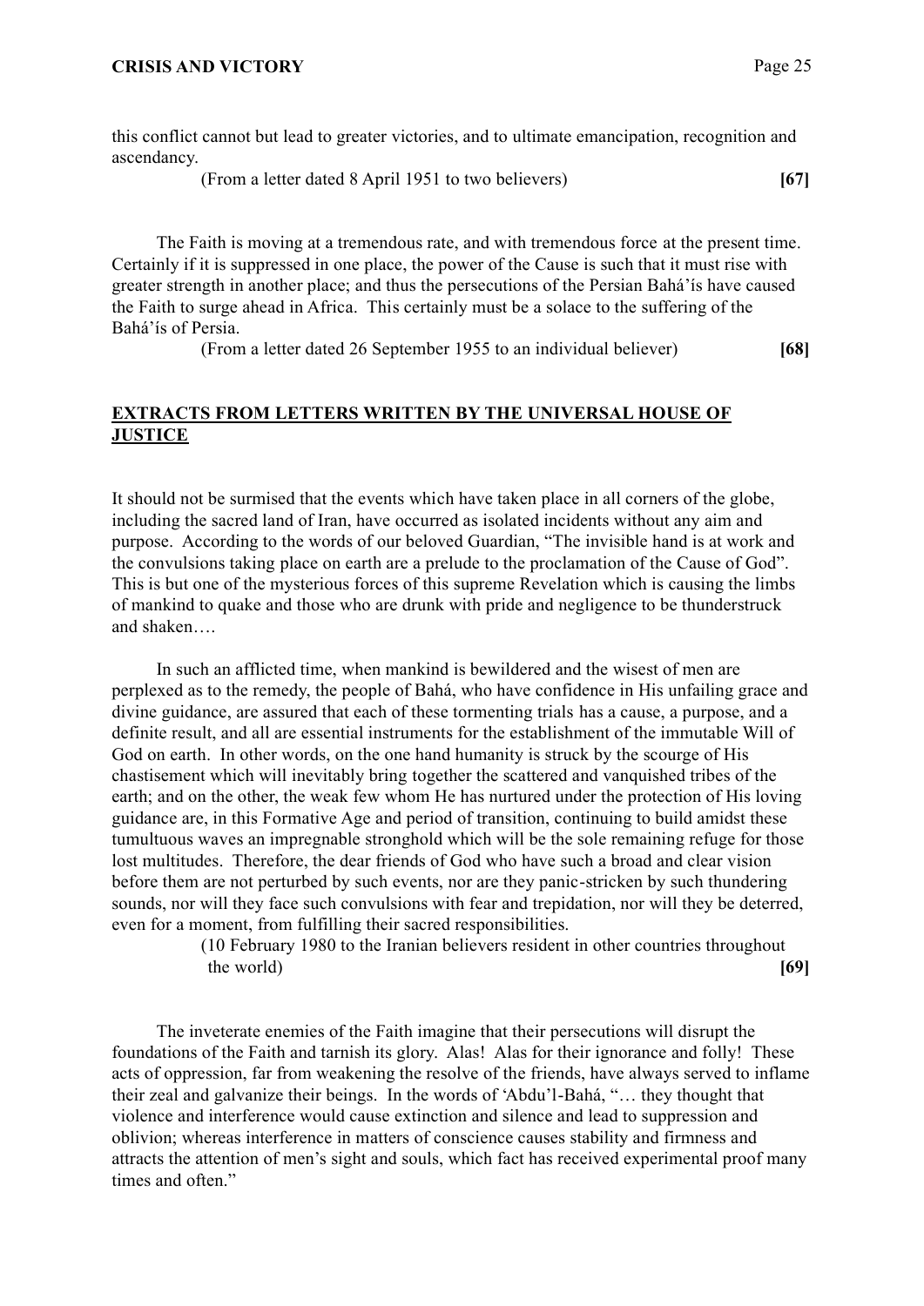this conflict cannot but lead to greater victories, and to ultimate emancipation, recognition and ascendancy.

(From a letter dated 8 April 1951 to two believers) **[67]**

The Faith is moving at a tremendous rate, and with tremendous force at the present time. Certainly if it is suppressed in one place, the power of the Cause is such that it must rise with greater strength in another place; and thus the persecutions of the Persian Bahá'ís have caused the Faith to surge ahead in Africa. This certainly must be a solace to the suffering of the Bahá'ís of Persia.

(From a letter dated 26 September 1955 to an individual believer) **[68]**

## EXTRACTS FROM LETTERS WRITTEN BY THE UNIVERSAL HOUSE OF JUSTICE

It should not be surmised that the events which have taken place in all corners of the globe, including the sacred land of Iran, have occurred as isolated incidents without any aim and purpose. According to the words of our beloved Guardian, "The invisible hand is at work and the convulsions taking place on earth are a prelude to the proclamation of the Cause of God". This is but one of the mysterious forces of this supreme Revelation which is causing the limbs of mankind to quake and those who are drunk with pride and negligence to be thunderstruck and shaken….

In such an afflicted time, when mankind is bewildered and the wisest of men are perplexed as to the remedy, the people of Bahá, who have confidence in His unfailing grace and divine guidance, are assured that each of these tormenting trials has a cause, a purpose, and a definite result, and all are essential instruments for the establishment of the immutable Will of God on earth. In other words, on the one hand humanity is struck by the scourge of His chastisement which will inevitably bring together the scattered and vanquished tribes of the earth; and on the other, the weak few whom He has nurtured under the protection of His loving guidance are, in this Formative Age and period of transition, continuing to build amidst these tumultuous waves an impregnable stronghold which will be the sole remaining refuge for those lost multitudes. Therefore, the dear friends of God who have such a broad and clear vision before them are not perturbed by such events, nor are they panic-stricken by such thundering sounds, nor will they face such convulsions with fear and trepidation, nor will they be deterred, even for a moment, from fulfilling their sacred responsibilities.

(10 February 1980 to the Iranian believers resident in other countries throughout the world) **[69]**

The inveterate enemies of the Faith imagine that their persecutions will disrupt the foundations of the Faith and tarnish its glory. Alas! Alas for their ignorance and folly! These acts of oppression, far from weakening the resolve of the friends, have always served to inflame their zeal and galvanize their beings. In the words of 'Abdu'l-Bahá, "… they thought that violence and interference would cause extinction and silence and lead to suppression and oblivion; whereas interference in matters of conscience causes stability and firmness and attracts the attention of men's sight and souls, which fact has received experimental proof many times and often."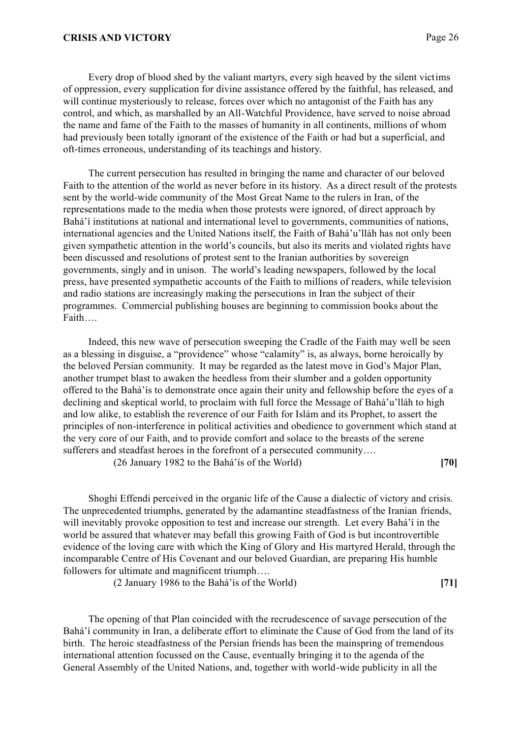Every drop of blood shed by the valiant martyrs, every sigh heaved by the silent victims of oppression, every supplication for divine assistance offered by the faithful, has released, and will continue mysteriously to release, forces over which no antagonist of the Faith has any control, and which, as marshalled by an All-Watchful Providence, have served to noise abroad the name and fame of the Faith to the masses of humanity in all continents, millions of whom had previously been totally ignorant of the existence of the Faith or had but a superficial, and oft-times erroneous, understanding of its teachings and history.

The current persecution has resulted in bringing the name and character of our beloved Faith to the attention of the world as never before in its history. As a direct result of the protests sent by the world-wide community of the Most Great Name to the rulers in Iran, of the representations made to the media when those protests were ignored, of direct approach by Bahá'í institutions at national and international level to governments, communities of nations, international agencies and the United Nations itself, the Faith of Bahá'u'lláh has not only been given sympathetic attention in the world's councils, but also its merits and violated rights have been discussed and resolutions of protest sent to the Iranian authorities by sovereign governments, singly and in unison. The world's leading newspapers, followed by the local press, have presented sympathetic accounts of the Faith to millions of readers, while television and radio stations are increasingly making the persecutions in Iran the subject of their programmes. Commercial publishing houses are beginning to commission books about the Faith….

Indeed, this new wave of persecution sweeping the Cradle of the Faith may well be seen as a blessing in disguise, a "providence" whose "calamity" is, as always, borne heroically by the beloved Persian community. It may be regarded as the latest move in God's Major Plan, another trumpet blast to awaken the heedless from their slumber and a golden opportunity offered to the Bahá'ís to demonstrate once again their unity and fellowship before the eyes of a declining and skeptical world, to proclaim with full force the Message of Bahá'u'lláh to high and low alike, to establish the reverence of our Faith for Islám and its Prophet, to assert the principles of non-interference in political activities and obedience to government which stand at the very core of our Faith, and to provide comfort and solace to the breasts of the serene sufferers and steadfast heroes in the forefront of a persecuted community….

(26 January 1982 to the Bahá'ís of the World) **[70]**

Shoghi Effendi perceived in the organic life of the Cause a dialectic of victory and crisis. The unprecedented triumphs, generated by the adamantine steadfastness of the Iranian friends, will inevitably provoke opposition to test and increase our strength. Let every Bahá'í in the world be assured that whatever may befall this growing Faith of God is but incontrovertible evidence of the loving care with which the King of Glory and His martyred Herald, through the incomparable Centre of His Covenant and our beloved Guardian, are preparing His humble followers for ultimate and magnificent triumph….

(2 January 1986 to the Bahá'ís of the World) **[71]**

The opening of that Plan coincided with the recrudescence of savage persecution of the Bahá'í community in Iran, a deliberate effort to eliminate the Cause of God from the land of its birth. The heroic steadfastness of the Persian friends has been the mainspring of tremendous international attention focussed on the Cause, eventually bringing it to the agenda of the General Assembly of the United Nations, and, together with world-wide publicity in all the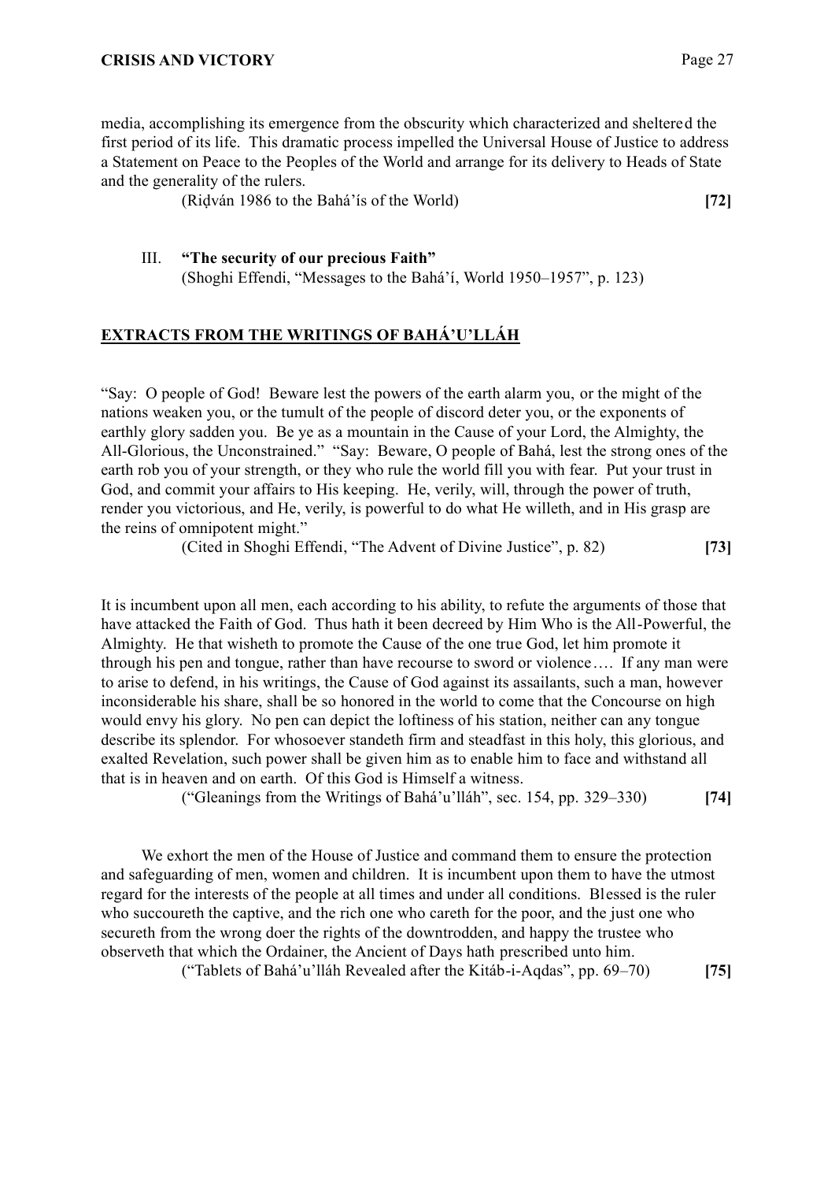media, accomplishing its emergence from the obscurity which characterized and sheltered the first period of its life. This dramatic process impelled the Universal House of Justice to address a Statement on Peace to the Peoples of the World and arrange for its delivery to Heads of State and the generality of the rulers.

(Riḍván 1986 to the Bahá'ís of the World) **[72]**

III. **"The security of our precious Faith"**
(Shoghi Effendi, "Messages to the Bahá'í, World 1950–1957", p. 123)

## EXTRACTS FROM THE WRITINGS OF BAHÁ'U'LLÁH

"Say: O people of God! Beware lest the powers of the earth alarm you, or the might of the nations weaken you, or the tumult of the people of discord deter you, or the exponents of earthly glory sadden you. Be ye as a mountain in the Cause of your Lord, the Almighty, the All-Glorious, the Unconstrained." "Say: Beware, O people of Bahá, lest the strong ones of the earth rob you of your strength, or they who rule the world fill you with fear. Put your trust in God, and commit your affairs to His keeping. He, verily, will, through the power of truth, render you victorious, and He, verily, is powerful to do what He willeth, and in His grasp are the reins of omnipotent might."

(Cited in Shoghi Effendi, "The Advent of Divine Justice", p. 82) **[73]**

It is incumbent upon all men, each according to his ability, to refute the arguments of those that have attacked the Faith of God. Thus hath it been decreed by Him Who is the All-Powerful, the Almighty. He that wisheth to promote the Cause of the one true God, let him promote it through his pen and tongue, rather than have recourse to sword or violence…. If any man were to arise to defend, in his writings, the Cause of God against its assailants, such a man, however inconsiderable his share, shall be so honored in the world to come that the Concourse on high would envy his glory. No pen can depict the loftiness of his station, neither can any tongue describe its splendor. For whosoever standeth firm and steadfast in this holy, this glorious, and exalted Revelation, such power shall be given him as to enable him to face and withstand all that is in heaven and on earth. Of this God is Himself a witness.

("Gleanings from the Writings of Bahá'u'lláh", sec. 154, pp. 329–330) **[74]**

We exhort the men of the House of Justice and command them to ensure the protection and safeguarding of men, women and children. It is incumbent upon them to have the utmost regard for the interests of the people at all times and under all conditions. Blessed is the ruler who succoureth the captive, and the rich one who careth for the poor, and the just one who secureth from the wrong doer the rights of the downtrodden, and happy the trustee who observeth that which the Ordainer, the Ancient of Days hath prescribed unto him.

("Tablets of Bahá'u'lláh Revealed after the Kitáb-i-Aqdas", pp. 69–70) **[75]**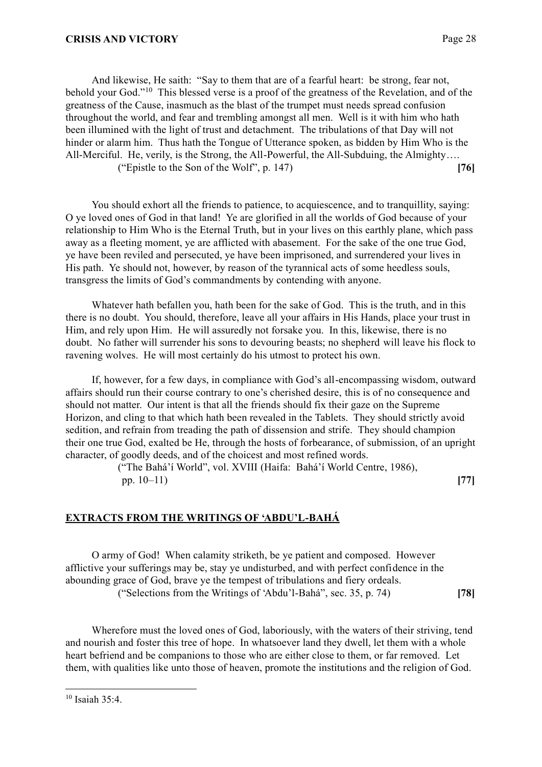And likewise, He saith: "Say to them that are of a fearful heart: be strong, fear not, behold your God."[10] This blessed verse is a proof of the greatness of the Revelation, and of the greatness of the Cause, inasmuch as the blast of the trumpet must needs spread confusion throughout the world, and fear and trembling amongst all men. Well is it with him who hath been illumined with the light of trust and detachment. The tribulations of that Day will not hinder or alarm him. Thus hath the Tongue of Utterance spoken, as bidden by Him Who is the All-Merciful. He, verily, is the Strong, the All-Powerful, the All-Subduing, the Almighty….

("Epistle to the Son of the Wolf", p. 147) **[76]**

You should exhort all the friends to patience, to acquiescence, and to tranquillity, saying: O ye loved ones of God in that land! Ye are glorified in all the worlds of God because of your relationship to Him Who is the Eternal Truth, but in your lives on this earthly plane, which pass away as a fleeting moment, ye are afflicted with abasement. For the sake of the one true God, ye have been reviled and persecuted, ye have been imprisoned, and surrendered your lives in His path. Ye should not, however, by reason of the tyrannical acts of some heedless souls, transgress the limits of God's commandments by contending with anyone.

Whatever hath befallen you, hath been for the sake of God. This is the truth, and in this there is no doubt. You should, therefore, leave all your affairs in His Hands, place your trust in Him, and rely upon Him. He will assuredly not forsake you. In this, likewise, there is no doubt. No father will surrender his sons to devouring beasts; no shepherd will leave his flock to ravening wolves. He will most certainly do his utmost to protect his own.

If, however, for a few days, in compliance with God's all-encompassing wisdom, outward affairs should run their course contrary to one's cherished desire, this is of no consequence and should not matter. Our intent is that all the friends should fix their gaze on the Supreme Horizon, and cling to that which hath been revealed in the Tablets. They should strictly avoid sedition, and refrain from treading the path of dissension and strife. They should champion their one true God, exalted be He, through the hosts of forbearance, of submission, of an upright character, of goodly deeds, and of the choicest and most refined words.

("The Bahá'í World", vol. XVIII (Haifa: Bahá'í World Centre, 1986), pp. 10–11) **[77]**

## EXTRACTS FROM THE WRITINGS OF 'ABDU'L-BAHÁ

O army of God! When calamity striketh, be ye patient and composed. However afflictive your sufferings may be, stay ye undisturbed, and with perfect confidence in the abounding grace of God, brave ye the tempest of tribulations and fiery ordeals.

("Selections from the Writings of 'Abdu'l-Bahá", sec. 35, p. 74) **[78]**

Wherefore must the loved ones of God, laboriously, with the waters of their striving, tend and nourish and foster this tree of hope. In whatsoever land they dwell, let them with a whole heart befriend and be companions to those who are either close to them, or far removed. Let them, with qualities like unto those of heaven, promote the institutions and the religion of God.

[10] Isaiah 35:4.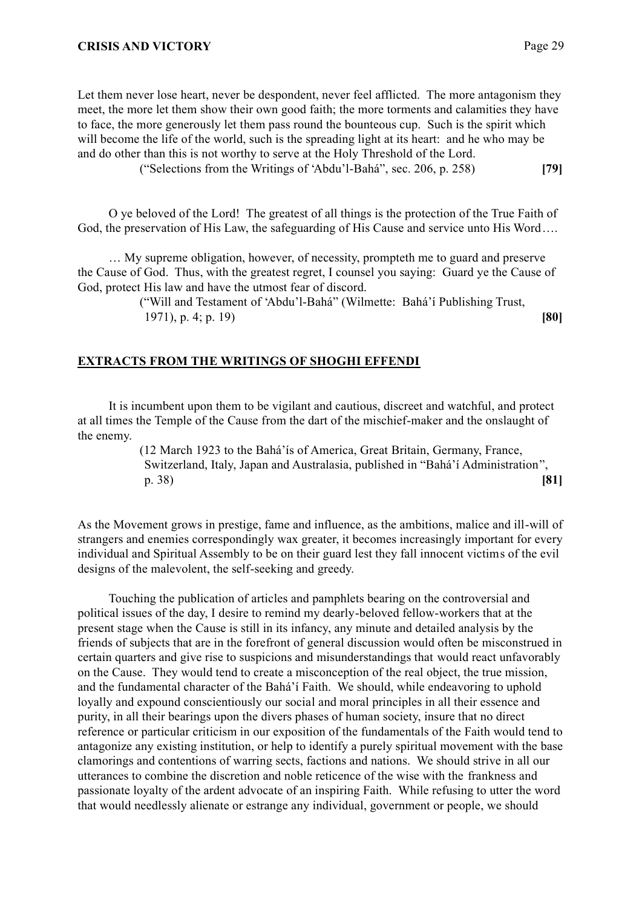Let them never lose heart, never be despondent, never feel afflicted. The more antagonism they meet, the more let them show their own good faith; the more torments and calamities they have to face, the more generously let them pass round the bounteous cup. Such is the spirit which will become the life of the world, such is the spreading light at its heart: and he who may be and do other than this is not worthy to serve at the Holy Threshold of the Lord.

("Selections from the Writings of 'Abdu'l-Bahá", sec. 206, p. 258) **[79]**

O ye beloved of the Lord! The greatest of all things is the protection of the True Faith of God, the preservation of His Law, the safeguarding of His Cause and service unto His Word….

… My supreme obligation, however, of necessity, prompteth me to guard and preserve the Cause of God. Thus, with the greatest regret, I counsel you saying: Guard ye the Cause of God, protect His law and have the utmost fear of discord.

("Will and Testament of 'Abdu'l-Bahá" (Wilmette: Bahá'í Publishing Trust, 1971), p. 4; p. 19) **[80]**

## EXTRACTS FROM THE WRITINGS OF SHOGHI EFFENDI

It is incumbent upon them to be vigilant and cautious, discreet and watchful, and protect at all times the Temple of the Cause from the dart of the mischief-maker and the onslaught of the enemy.

(12 March 1923 to the Bahá'ís of America, Great Britain, Germany, France, Switzerland, Italy, Japan and Australasia, published in "Bahá'í Administration", p. 38) **[81]**

As the Movement grows in prestige, fame and influence, as the ambitions, malice and ill-will of strangers and enemies correspondingly wax greater, it becomes increasingly important for every individual and Spiritual Assembly to be on their guard lest they fall innocent victims of the evil designs of the malevolent, the self-seeking and greedy.

Touching the publication of articles and pamphlets bearing on the controversial and political issues of the day, I desire to remind my dearly-beloved fellow-workers that at the present stage when the Cause is still in its infancy, any minute and detailed analysis by the friends of subjects that are in the forefront of general discussion would often be misconstrued in certain quarters and give rise to suspicions and misunderstandings that would react unfavorably on the Cause. They would tend to create a misconception of the real object, the true mission, and the fundamental character of the Bahá'í Faith. We should, while endeavoring to uphold loyally and expound conscientiously our social and moral principles in all their essence and purity, in all their bearings upon the divers phases of human society, insure that no direct reference or particular criticism in our exposition of the fundamentals of the Faith would tend to antagonize any existing institution, or help to identify a purely spiritual movement with the base clamorings and contentions of warring sects, factions and nations. We should strive in all our utterances to combine the discretion and noble reticence of the wise with the frankness and passionate loyalty of the ardent advocate of an inspiring Faith. While refusing to utter the word that would needlessly alienate or estrange any individual, government or people, we should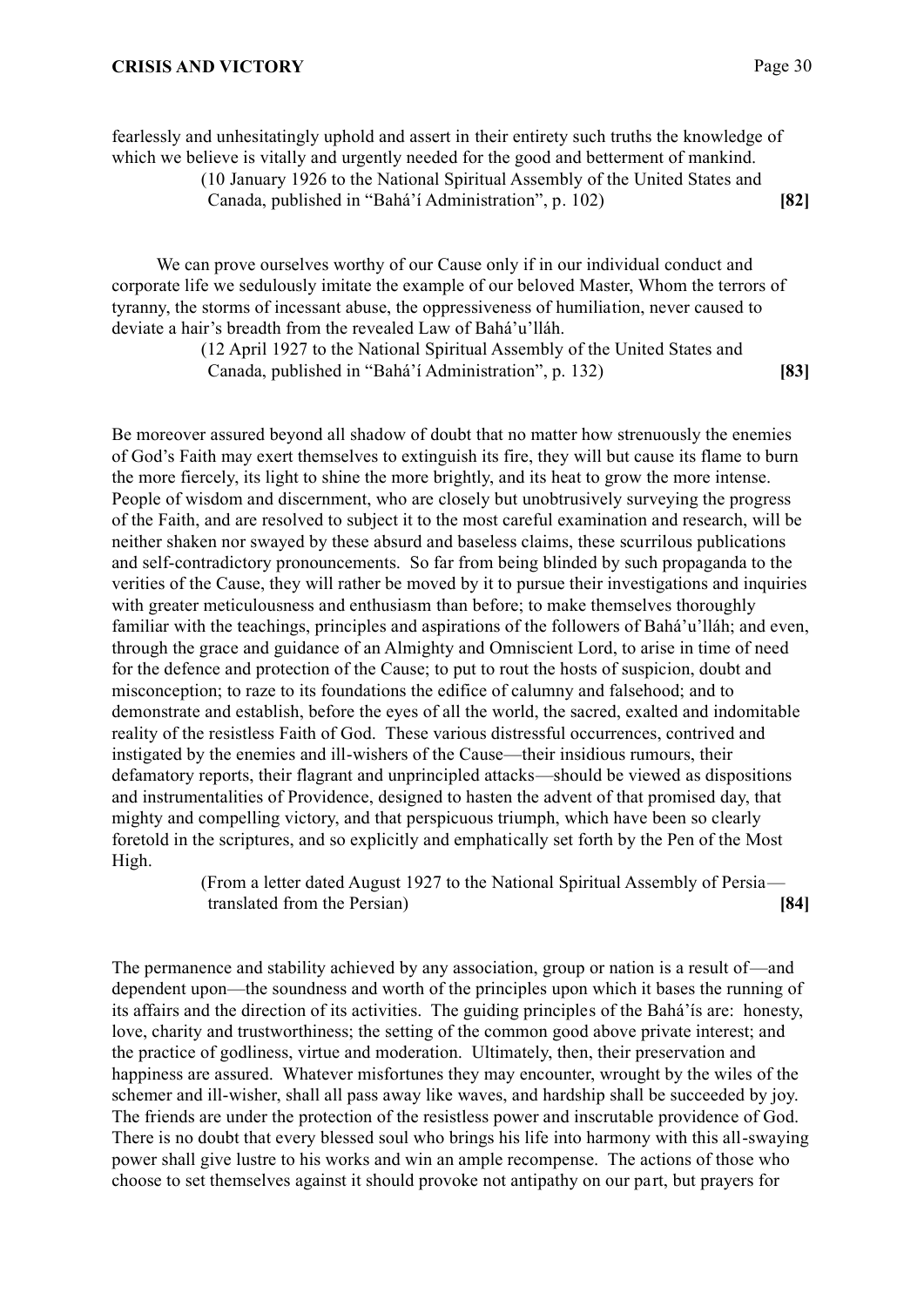fearlessly and unhesitatingly uphold and assert in their entirety such truths the knowledge of which we believe is vitally and urgently needed for the good and betterment of mankind.

(10 January 1926 to the National Spiritual Assembly of the United States and Canada, published in "Bahá'í Administration", p. 102) **[82]**

We can prove ourselves worthy of our Cause only if in our individual conduct and corporate life we sedulously imitate the example of our beloved Master, Whom the terrors of tyranny, the storms of incessant abuse, the oppressiveness of humiliation, never caused to deviate a hair's breadth from the revealed Law of Bahá'u'lláh.

(12 April 1927 to the National Spiritual Assembly of the United States and Canada, published in "Bahá'í Administration", p. 132) **[83]**

Be moreover assured beyond all shadow of doubt that no matter how strenuously the enemies of God's Faith may exert themselves to extinguish its fire, they will but cause its flame to burn the more fiercely, its light to shine the more brightly, and its heat to grow the more intense. People of wisdom and discernment, who are closely but unobtrusively surveying the progress of the Faith, and are resolved to subject it to the most careful examination and research, will be neither shaken nor swayed by these absurd and baseless claims, these scurrilous publications and self-contradictory pronouncements. So far from being blinded by such propaganda to the verities of the Cause, they will rather be moved by it to pursue their investigations and inquiries with greater meticulousness and enthusiasm than before; to make themselves thoroughly familiar with the teachings, principles and aspirations of the followers of Bahá'u'lláh; and even, through the grace and guidance of an Almighty and Omniscient Lord, to arise in time of need for the defence and protection of the Cause; to put to rout the hosts of suspicion, doubt and misconception; to raze to its foundations the edifice of calumny and falsehood; and to demonstrate and establish, before the eyes of all the world, the sacred, exalted and indomitable reality of the resistless Faith of God. These various distressful occurrences, contrived and instigated by the enemies and ill-wishers of the Cause—their insidious rumours, their defamatory reports, their flagrant and unprincipled attacks—should be viewed as dispositions and instrumentalities of Providence, designed to hasten the advent of that promised day, that mighty and compelling victory, and that perspicuous triumph, which have been so clearly foretold in the scriptures, and so explicitly and emphatically set forth by the Pen of the Most High.

(From a letter dated August 1927 to the National Spiritual Assembly of Persia—translated from the Persian) **[84]**

The permanence and stability achieved by any association, group or nation is a result of—and dependent upon—the soundness and worth of the principles upon which it bases the running of its affairs and the direction of its activities. The guiding principles of the Bahá'ís are: honesty, love, charity and trustworthiness; the setting of the common good above private interest; and the practice of godliness, virtue and moderation. Ultimately, then, their preservation and happiness are assured. Whatever misfortunes they may encounter, wrought by the wiles of the schemer and ill-wisher, shall all pass away like waves, and hardship shall be succeeded by joy. The friends are under the protection of the resistless power and inscrutable providence of God. There is no doubt that every blessed soul who brings his life into harmony with this all-swaying power shall give lustre to his works and win an ample recompense. The actions of those who choose to set themselves against it should provoke not antipathy on our part, but prayers for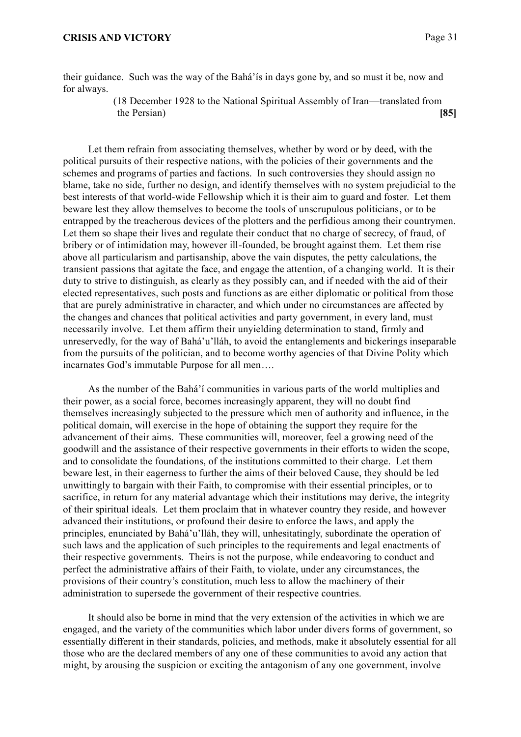their guidance. Such was the way of the Bahá'ís in days gone by, and so must it be, now and for always.

(18 December 1928 to the National Spiritual Assembly of Iran—translated from the Persian) **[85]**

Let them refrain from associating themselves, whether by word or by deed, with the political pursuits of their respective nations, with the policies of their governments and the schemes and programs of parties and factions. In such controversies they should assign no blame, take no side, further no design, and identify themselves with no system prejudicial to the best interests of that world-wide Fellowship which it is their aim to guard and foster. Let them beware lest they allow themselves to become the tools of unscrupulous politicians, or to be entrapped by the treacherous devices of the plotters and the perfidious among their countrymen. Let them so shape their lives and regulate their conduct that no charge of secrecy, of fraud, of bribery or of intimidation may, however ill-founded, be brought against them. Let them rise above all particularism and partisanship, above the vain disputes, the petty calculations, the transient passions that agitate the face, and engage the attention, of a changing world. It is their duty to strive to distinguish, as clearly as they possibly can, and if needed with the aid of their elected representatives, such posts and functions as are either diplomatic or political from those that are purely administrative in character, and which under no circumstances are affected by the changes and chances that political activities and party government, in every land, must necessarily involve. Let them affirm their unyielding determination to stand, firmly and unreservedly, for the way of Bahá'u'lláh, to avoid the entanglements and bickerings inseparable from the pursuits of the politician, and to become worthy agencies of that Divine Polity which incarnates God's immutable Purpose for all men….

As the number of the Bahá'í communities in various parts of the world multiplies and their power, as a social force, becomes increasingly apparent, they will no doubt find themselves increasingly subjected to the pressure which men of authority and influence, in the political domain, will exercise in the hope of obtaining the support they require for the advancement of their aims. These communities will, moreover, feel a growing need of the goodwill and the assistance of their respective governments in their efforts to widen the scope, and to consolidate the foundations, of the institutions committed to their charge. Let them beware lest, in their eagerness to further the aims of their beloved Cause, they should be led unwittingly to bargain with their Faith, to compromise with their essential principles, or to sacrifice, in return for any material advantage which their institutions may derive, the integrity of their spiritual ideals. Let them proclaim that in whatever country they reside, and however advanced their institutions, or profound their desire to enforce the laws, and apply the principles, enunciated by Bahá'u'lláh, they will, unhesitatingly, subordinate the operation of such laws and the application of such principles to the requirements and legal enactments of their respective governments. Theirs is not the purpose, while endeavoring to conduct and perfect the administrative affairs of their Faith, to violate, under any circumstances, the provisions of their country's constitution, much less to allow the machinery of their administration to supersede the government of their respective countries.

It should also be borne in mind that the very extension of the activities in which we are engaged, and the variety of the communities which labor under divers forms of government, so essentially different in their standards, policies, and methods, make it absolutely essential for all those who are the declared members of any one of these communities to avoid any action that might, by arousing the suspicion or exciting the antagonism of any one government, involve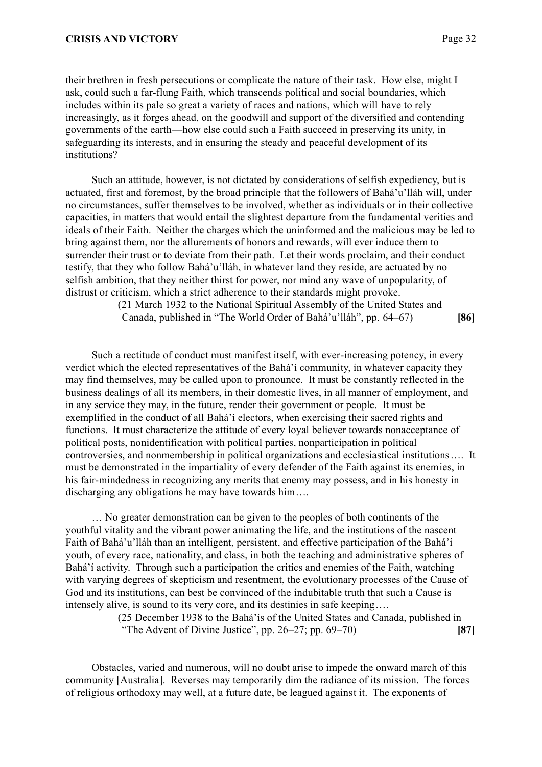their brethren in fresh persecutions or complicate the nature of their task. How else, might I ask, could such a far-flung Faith, which transcends political and social boundaries, which includes within its pale so great a variety of races and nations, which will have to rely increasingly, as it forges ahead, on the goodwill and support of the diversified and contending governments of the earth—how else could such a Faith succeed in preserving its unity, in safeguarding its interests, and in ensuring the steady and peaceful development of its institutions?

Such an attitude, however, is not dictated by considerations of selfish expediency, but is actuated, first and foremost, by the broad principle that the followers of Bahá'u'lláh will, under no circumstances, suffer themselves to be involved, whether as individuals or in their collective capacities, in matters that would entail the slightest departure from the fundamental verities and ideals of their Faith. Neither the charges which the uninformed and the malicious may be led to bring against them, nor the allurements of honors and rewards, will ever induce them to surrender their trust or to deviate from their path. Let their words proclaim, and their conduct testify, that they who follow Bahá'u'lláh, in whatever land they reside, are actuated by no selfish ambition, that they neither thirst for power, nor mind any wave of unpopularity, of distrust or criticism, which a strict adherence to their standards might provoke.

(21 March 1932 to the National Spiritual Assembly of the United States and Canada, published in "The World Order of Bahá'u'lláh", pp. 64–67) **[86]**

Such a rectitude of conduct must manifest itself, with ever-increasing potency, in every verdict which the elected representatives of the Bahá'í community, in whatever capacity they may find themselves, may be called upon to pronounce. It must be constantly reflected in the business dealings of all its members, in their domestic lives, in all manner of employment, and in any service they may, in the future, render their government or people. It must be exemplified in the conduct of all Bahá'í electors, when exercising their sacred rights and functions. It must characterize the attitude of every loyal believer towards nonacceptance of political posts, nonidentification with political parties, nonparticipation in political controversies, and nonmembership in political organizations and ecclesiastical institutions…. It must be demonstrated in the impartiality of every defender of the Faith against its enemies, in his fair-mindedness in recognizing any merits that enemy may possess, and in his honesty in discharging any obligations he may have towards him….

… No greater demonstration can be given to the peoples of both continents of the youthful vitality and the vibrant power animating the life, and the institutions of the nascent Faith of Bahá'u'lláh than an intelligent, persistent, and effective participation of the Bahá'í youth, of every race, nationality, and class, in both the teaching and administrative spheres of Bahá'í activity. Through such a participation the critics and enemies of the Faith, watching with varying degrees of skepticism and resentment, the evolutionary processes of the Cause of God and its institutions, can best be convinced of the indubitable truth that such a Cause is intensely alive, is sound to its very core, and its destinies in safe keeping….

(25 December 1938 to the Bahá'ís of the United States and Canada, published in "The Advent of Divine Justice", pp. 26–27; pp. 69–70) **[87]**

Obstacles, varied and numerous, will no doubt arise to impede the onward march of this community [Australia]. Reverses may temporarily dim the radiance of its mission. The forces of religious orthodoxy may well, at a future date, be leagued against it. The exponents of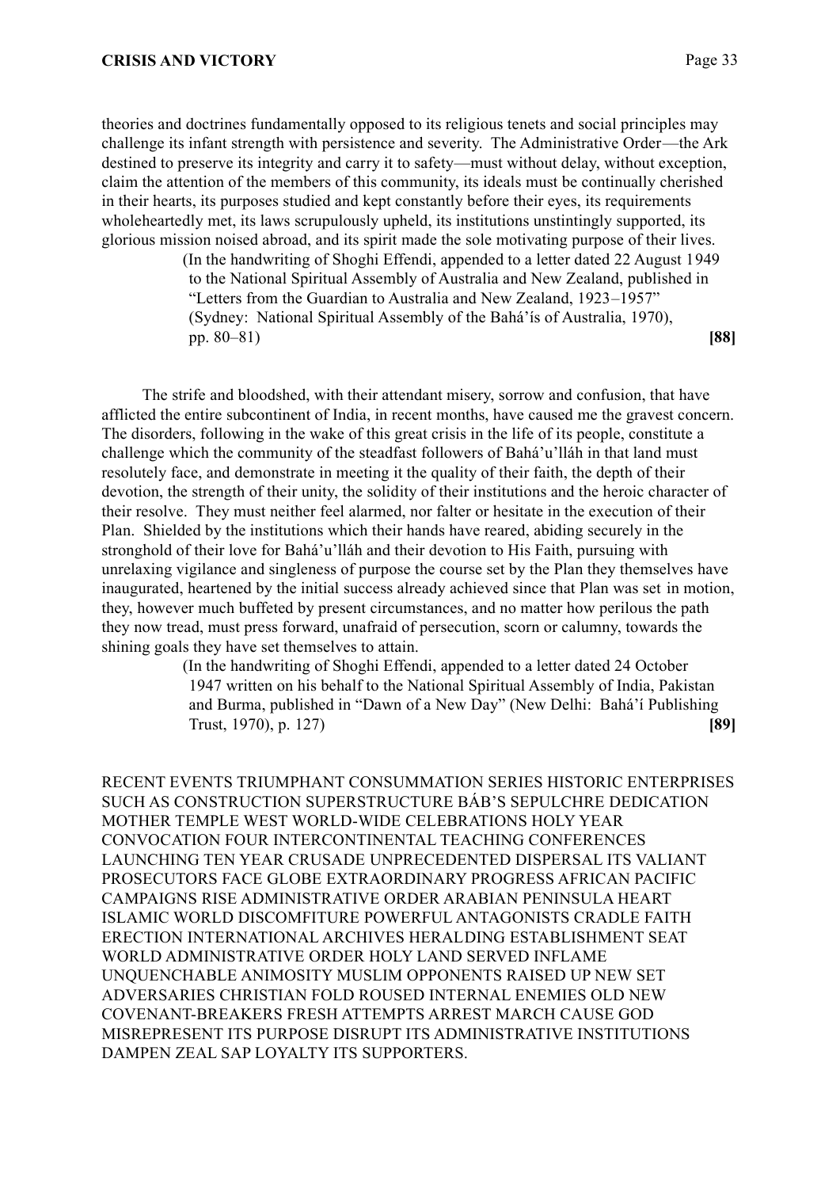theories and doctrines fundamentally opposed to its religious tenets and social principles may challenge its infant strength with persistence and severity. The Administrative Order—the Ark destined to preserve its integrity and carry it to safety—must without delay, without exception, claim the attention of the members of this community, its ideals must be continually cherished in their hearts, its purposes studied and kept constantly before their eyes, its requirements wholeheartedly met, its laws scrupulously upheld, its institutions unstintingly supported, its glorious mission noised abroad, and its spirit made the sole motivating purpose of their lives.

> (In the handwriting of Shoghi Effendi, appended to a letter dated 22 August 1949 to the National Spiritual Assembly of Australia and New Zealand, published in "Letters from the Guardian to Australia and New Zealand, 1923–1957" (Sydney: National Spiritual Assembly of the Bahá'ís of Australia, 1970), pp. 80–81) **[88]**

The strife and bloodshed, with their attendant misery, sorrow and confusion, that have afflicted the entire subcontinent of India, in recent months, have caused me the gravest concern. The disorders, following in the wake of this great crisis in the life of its people, constitute a challenge which the community of the steadfast followers of Bahá'u'lláh in that land must resolutely face, and demonstrate in meeting it the quality of their faith, the depth of their devotion, the strength of their unity, the solidity of their institutions and the heroic character of their resolve. They must neither feel alarmed, nor falter or hesitate in the execution of their Plan. Shielded by the institutions which their hands have reared, abiding securely in the stronghold of their love for Bahá'u'lláh and their devotion to His Faith, pursuing with unrelaxing vigilance and singleness of purpose the course set by the Plan they themselves have inaugurated, heartened by the initial success already achieved since that Plan was set in motion, they, however much buffeted by present circumstances, and no matter how perilous the path they now tread, must press forward, unafraid of persecution, scorn or calumny, towards the shining goals they have set themselves to attain.

> (In the handwriting of Shoghi Effendi, appended to a letter dated 24 October 1947 written on his behalf to the National Spiritual Assembly of India, Pakistan and Burma, published in "Dawn of a New Day" (New Delhi: Bahá'í Publishing Trust, 1970), p. 127) **[89]**

RECENT EVENTS TRIUMPHANT CONSUMMATION SERIES HISTORIC ENTERPRISES SUCH AS CONSTRUCTION SUPERSTRUCTURE BÁB'S SEPULCHRE DEDICATION MOTHER TEMPLE WEST WORLD-WIDE CELEBRATIONS HOLY YEAR CONVOCATION FOUR INTERCONTINENTAL TEACHING CONFERENCES LAUNCHING TEN YEAR CRUSADE UNPRECEDENTED DISPERSAL ITS VALIANT PROSECUTORS FACE GLOBE EXTRAORDINARY PROGRESS AFRICAN PACIFIC CAMPAIGNS RISE ADMINISTRATIVE ORDER ARABIAN PENINSULA HEART ISLAMIC WORLD DISCOMFITURE POWERFUL ANTAGONISTS CRADLE FAITH ERECTION INTERNATIONAL ARCHIVES HERALDING ESTABLISHMENT SEAT WORLD ADMINISTRATIVE ORDER HOLY LAND SERVED INFLAME UNQUENCHABLE ANIMOSITY MUSLIM OPPONENTS RAISED UP NEW SET ADVERSARIES CHRISTIAN FOLD ROUSED INTERNAL ENEMIES OLD NEW COVENANT-BREAKERS FRESH ATTEMPTS ARREST MARCH CAUSE GOD MISREPRESENT ITS PURPOSE DISRUPT ITS ADMINISTRATIVE INSTITUTIONS DAMPEN ZEAL SAP LOYALTY ITS SUPPORTERS.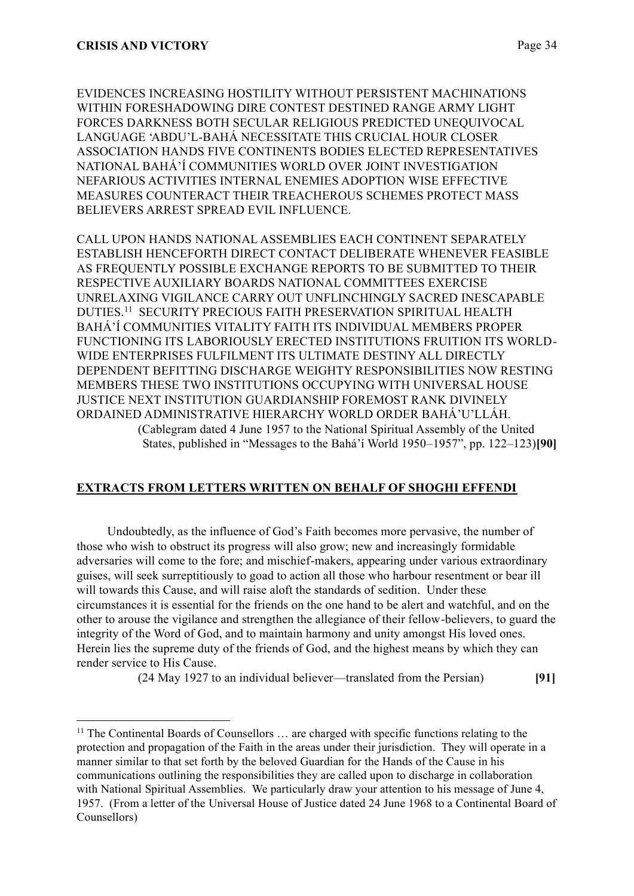EVIDENCES INCREASING HOSTILITY WITHOUT PERSISTENT MACHINATIONS WITHIN FORESHADOWING DIRE CONTEST DESTINED RANGE ARMY LIGHT FORCES DARKNESS BOTH SECULAR RELIGIOUS PREDICTED UNEQUIVOCAL LANGUAGE ‘ABDU’L-BAHÁ NECESSITATE THIS CRUCIAL HOUR CLOSER ASSOCIATION HANDS FIVE CONTINENTS BODIES ELECTED REPRESENTATIVES NATIONAL BAHÁ’Í COMMUNITIES WORLD OVER JOINT INVESTIGATION NEFARIOUS ACTIVITIES INTERNAL ENEMIES ADOPTION WISE EFFECTIVE MEASURES COUNTERACT THEIR TREACHEROUS SCHEMES PROTECT MASS BELIEVERS ARREST SPREAD EVIL INFLUENCE.

CALL UPON HANDS NATIONAL ASSEMBLIES EACH CONTINENT SEPARATELY ESTABLISH HENCEFORTH DIRECT CONTACT DELIBERATE WHENEVER FEASIBLE AS FREQUENTLY POSSIBLE EXCHANGE REPORTS TO BE SUBMITTED TO THEIR RESPECTIVE AUXILIARY BOARDS NATIONAL COMMITTEES EXERCISE UNRELAXING VIGILANCE CARRY OUT UNFLINCHINGLY SACRED INESCAPABLE DUTIES.[11] SECURITY PRECIOUS FAITH PRESERVATION SPIRITUAL HEALTH BAHÁ’Í COMMUNITIES VITALITY FAITH ITS INDIVIDUAL MEMBERS PROPER FUNCTIONING ITS LABORIOUSLY ERECTED INSTITUTIONS FRUITION ITS WORLD-WIDE ENTERPRISES FULFILMENT ITS ULTIMATE DESTINY ALL DIRECTLY DEPENDENT BEFITTING DISCHARGE WEIGHTY RESPONSIBILITIES NOW RESTING MEMBERS THESE TWO INSTITUTIONS OCCUPYING WITH UNIVERSAL HOUSE JUSTICE NEXT INSTITUTION GUARDIANSHIP FOREMOST RANK DIVINELY ORDAINED ADMINISTRATIVE HIERARCHY WORLD ORDER BAHÁ’U’LLÁH.

(Cablegram dated 4 June 1957 to the National Spiritual Assembly of the United States, published in “Messages to the Bahá’í World 1950–1957”, pp. 122–123) **[90]**

## EXTRACTS FROM LETTERS WRITTEN ON BEHALF OF SHOGHI EFFENDI

Undoubtedly, as the influence of God’s Faith becomes more pervasive, the number of those who wish to obstruct its progress will also grow; new and increasingly formidable adversaries will come to the fore; and mischief-makers, appearing under various extraordinary guises, will seek surreptitiously to goad to action all those who harbour resentment or bear ill will towards this Cause, and will raise aloft the standards of sedition. Under these circumstances it is essential for the friends on the one hand to be alert and watchful, and on the other to arouse the vigilance and strengthen the allegiance of their fellow-believers, to guard the integrity of the Word of God, and to maintain harmony and unity amongst His loved ones. Herein lies the supreme duty of the friends of God, and the highest means by which they can render service to His Cause.

(24 May 1927 to an individual believer—translated from the Persian) **[91]**

---

[11] The Continental Boards of Counsellors … are charged with specific functions relating to the protection and propagation of the Faith in the areas under their jurisdiction. They will operate in a manner similar to that set forth by the beloved Guardian for the Hands of the Cause in his communications outlining the responsibilities they are called upon to discharge in collaboration with National Spiritual Assemblies. We particularly draw your attention to his message of June 4, 1957. (From a letter of the Universal House of Justice dated 24 June 1968 to a Continental Board of Counsellors)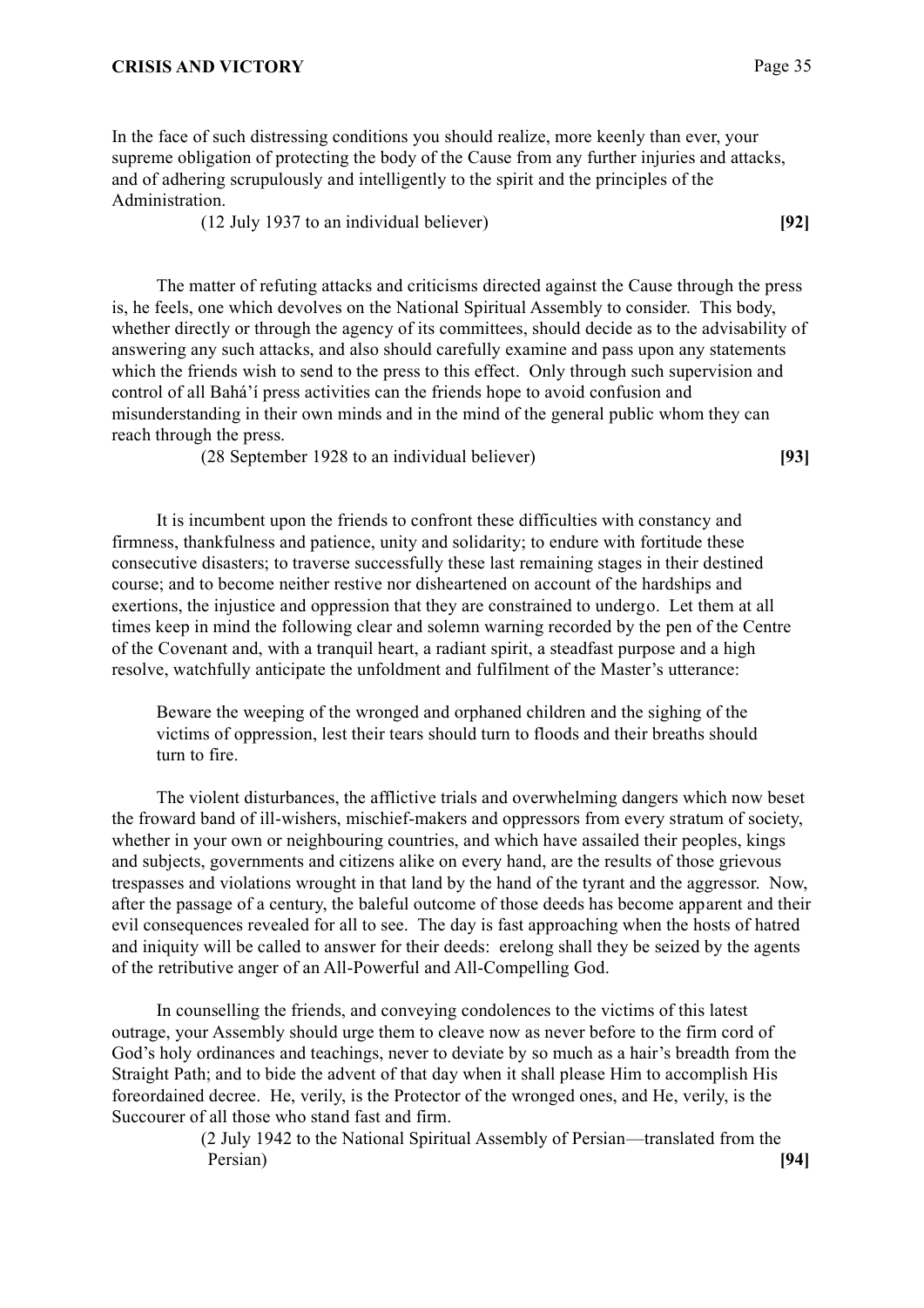In the face of such distressing conditions you should realize, more keenly than ever, your supreme obligation of protecting the body of the Cause from any further injuries and attacks, and of adhering scrupulously and intelligently to the spirit and the principles of the Administration.

(12 July 1937 to an individual believer) **[92]**

The matter of refuting attacks and criticisms directed against the Cause through the press is, he feels, one which devolves on the National Spiritual Assembly to consider. This body, whether directly or through the agency of its committees, should decide as to the advisability of answering any such attacks, and also should carefully examine and pass upon any statements which the friends wish to send to the press to this effect. Only through such supervision and control of all Bahá'í press activities can the friends hope to avoid confusion and misunderstanding in their own minds and in the mind of the general public whom they can reach through the press.

(28 September 1928 to an individual believer) **[93]**

It is incumbent upon the friends to confront these difficulties with constancy and firmness, thankfulness and patience, unity and solidarity; to endure with fortitude these consecutive disasters; to traverse successfully these last remaining stages in their destined course; and to become neither restive nor disheartened on account of the hardships and exertions, the injustice and oppression that they are constrained to undergo. Let them at all times keep in mind the following clear and solemn warning recorded by the pen of the Centre of the Covenant and, with a tranquil heart, a radiant spirit, a steadfast purpose and a high resolve, watchfully anticipate the unfoldment and fulfilment of the Master's utterance:

> Beware the weeping of the wronged and orphaned children and the sighing of the victims of oppression, lest their tears should turn to floods and their breaths should turn to fire.

The violent disturbances, the afflictive trials and overwhelming dangers which now beset the froward band of ill-wishers, mischief-makers and oppressors from every stratum of society, whether in your own or neighbouring countries, and which have assailed their peoples, kings and subjects, governments and citizens alike on every hand, are the results of those grievous trespasses and violations wrought in that land by the hand of the tyrant and the aggressor. Now, after the passage of a century, the baleful outcome of those deeds has become apparent and their evil consequences revealed for all to see. The day is fast approaching when the hosts of hatred and iniquity will be called to answer for their deeds: erelong shall they be seized by the agents of the retributive anger of an All-Powerful and All-Compelling God.

In counselling the friends, and conveying condolences to the victims of this latest outrage, your Assembly should urge them to cleave now as never before to the firm cord of God's holy ordinances and teachings, never to deviate by so much as a hair's breadth from the Straight Path; and to bide the advent of that day when it shall please Him to accomplish His foreordained decree. He, verily, is the Protector of the wronged ones, and He, verily, is the Succourer of all those who stand fast and firm.

(2 July 1942 to the National Spiritual Assembly of Persian—translated from the Persian) **[94]**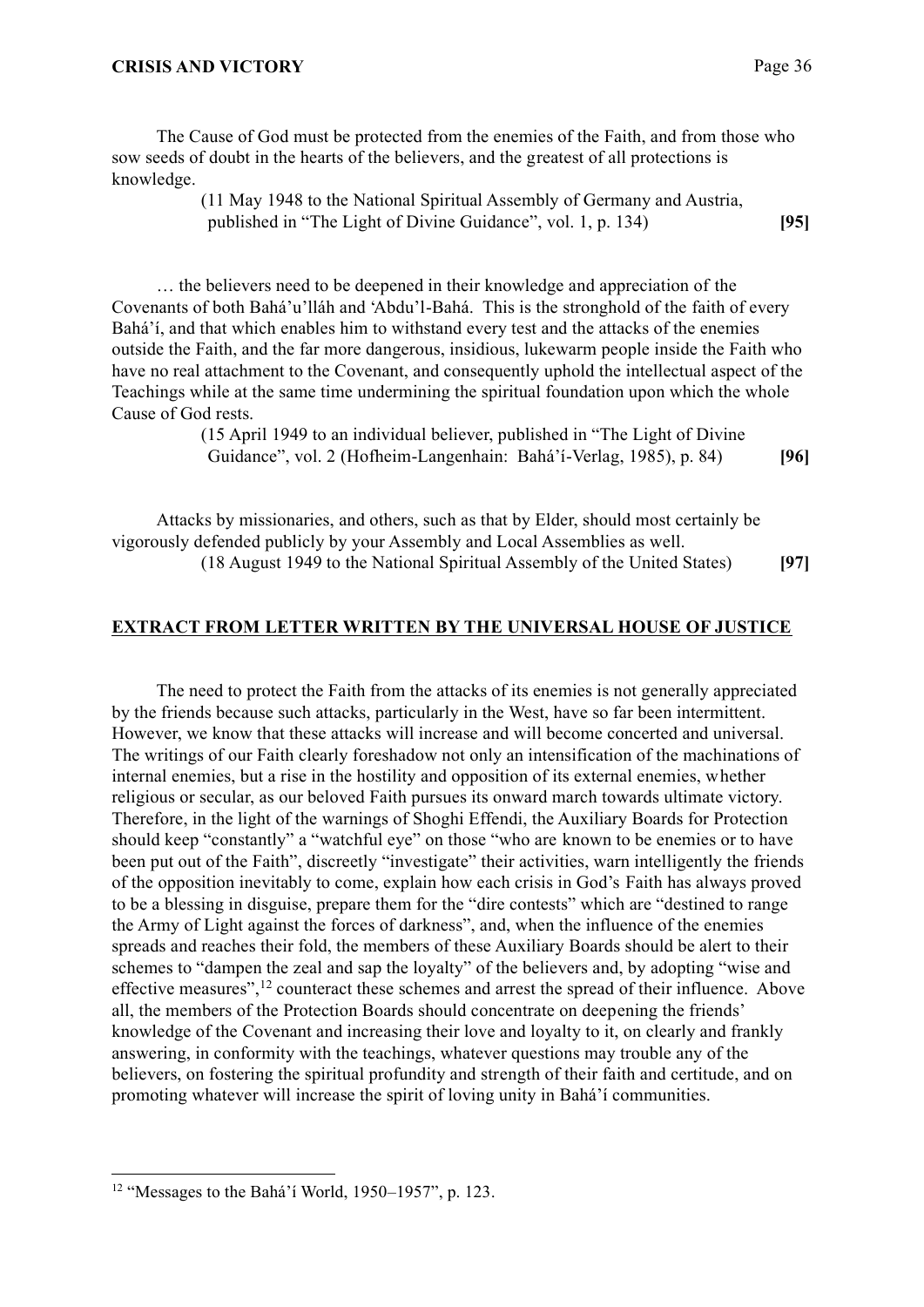The Cause of God must be protected from the enemies of the Faith, and from those who sow seeds of doubt in the hearts of the believers, and the greatest of all protections is knowledge.

(11 May 1948 to the National Spiritual Assembly of Germany and Austria, published in "The Light of Divine Guidance", vol. 1, p. 134) **[95]**

… the believers need to be deepened in their knowledge and appreciation of the Covenants of both Bahá'u'lláh and 'Abdu'l-Bahá. This is the stronghold of the faith of every Bahá'í, and that which enables him to withstand every test and the attacks of the enemies outside the Faith, and the far more dangerous, insidious, lukewarm people inside the Faith who have no real attachment to the Covenant, and consequently uphold the intellectual aspect of the Teachings while at the same time undermining the spiritual foundation upon which the whole Cause of God rests.

(15 April 1949 to an individual believer, published in "The Light of Divine Guidance", vol. 2 (Hofheim-Langenhain: Bahá'í-Verlag, 1985), p. 84) **[96]**

Attacks by missionaries, and others, such as that by Elder, should most certainly be vigorously defended publicly by your Assembly and Local Assemblies as well.

(18 August 1949 to the National Spiritual Assembly of the United States) **[97]**

## EXTRACT FROM LETTER WRITTEN BY THE UNIVERSAL HOUSE OF JUSTICE

The need to protect the Faith from the attacks of its enemies is not generally appreciated by the friends because such attacks, particularly in the West, have so far been intermittent. However, we know that these attacks will increase and will become concerted and universal. The writings of our Faith clearly foreshadow not only an intensification of the machinations of internal enemies, but a rise in the hostility and opposition of its external enemies, whether religious or secular, as our beloved Faith pursues its onward march towards ultimate victory. Therefore, in the light of the warnings of Shoghi Effendi, the Auxiliary Boards for Protection should keep "constantly" a "watchful eye" on those "who are known to be enemies or to have been put out of the Faith", discreetly "investigate" their activities, warn intelligently the friends of the opposition inevitably to come, explain how each crisis in God's Faith has always proved to be a blessing in disguise, prepare them for the "dire contests" which are "destined to range the Army of Light against the forces of darkness", and, when the influence of the enemies spreads and reaches their fold, the members of these Auxiliary Boards should be alert to their schemes to "dampen the zeal and sap the loyalty" of the believers and, by adopting "wise and effective measures",[12] counteract these schemes and arrest the spread of their influence. Above all, the members of the Protection Boards should concentrate on deepening the friends' knowledge of the Covenant and increasing their love and loyalty to it, on clearly and frankly answering, in conformity with the teachings, whatever questions may trouble any of the believers, on fostering the spiritual profundity and strength of their faith and certitude, and on promoting whatever will increase the spirit of loving unity in Bahá'í communities.

---

[12] "Messages to the Bahá'í World, 1950–1957", p. 123.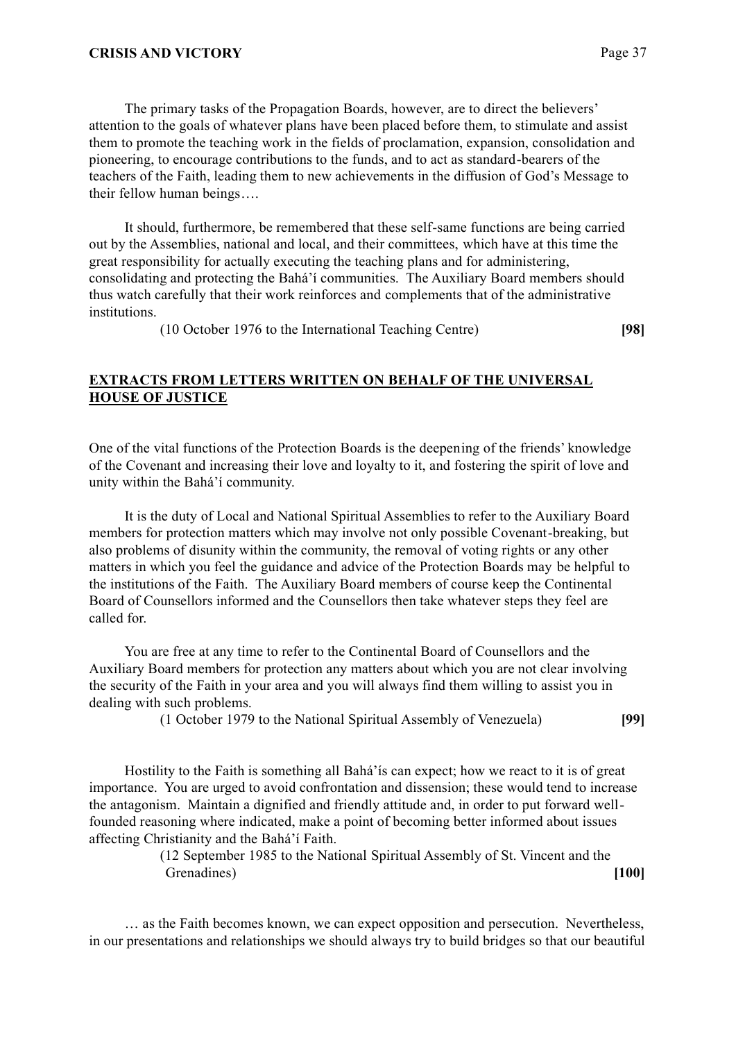The primary tasks of the Propagation Boards, however, are to direct the believers' attention to the goals of whatever plans have been placed before them, to stimulate and assist them to promote the teaching work in the fields of proclamation, expansion, consolidation and pioneering, to encourage contributions to the funds, and to act as standard-bearers of the teachers of the Faith, leading them to new achievements in the diffusion of God's Message to their fellow human beings….

It should, furthermore, be remembered that these self-same functions are being carried out by the Assemblies, national and local, and their committees, which have at this time the great responsibility for actually executing the teaching plans and for administering, consolidating and protecting the Bahá'í communities. The Auxiliary Board members should thus watch carefully that their work reinforces and complements that of the administrative institutions.

(10 October 1976 to the International Teaching Centre) **[98]**

## EXTRACTS FROM LETTERS WRITTEN ON BEHALF OF THE UNIVERSAL HOUSE OF JUSTICE

One of the vital functions of the Protection Boards is the deepening of the friends' knowledge of the Covenant and increasing their love and loyalty to it, and fostering the spirit of love and unity within the Bahá'í community.

It is the duty of Local and National Spiritual Assemblies to refer to the Auxiliary Board members for protection matters which may involve not only possible Covenant-breaking, but also problems of disunity within the community, the removal of voting rights or any other matters in which you feel the guidance and advice of the Protection Boards may be helpful to the institutions of the Faith. The Auxiliary Board members of course keep the Continental Board of Counsellors informed and the Counsellors then take whatever steps they feel are called for.

You are free at any time to refer to the Continental Board of Counsellors and the Auxiliary Board members for protection any matters about which you are not clear involving the security of the Faith in your area and you will always find them willing to assist you in dealing with such problems.

(1 October 1979 to the National Spiritual Assembly of Venezuela) **[99]**

Hostility to the Faith is something all Bahá'ís can expect; how we react to it is of great importance. You are urged to avoid confrontation and dissension; these would tend to increase the antagonism. Maintain a dignified and friendly attitude and, in order to put forward well-founded reasoning where indicated, make a point of becoming better informed about issues affecting Christianity and the Bahá'í Faith.

(12 September 1985 to the National Spiritual Assembly of St. Vincent and the Grenadines) **[100]**

… as the Faith becomes known, we can expect opposition and persecution. Nevertheless, in our presentations and relationships we should always try to build bridges so that our beautiful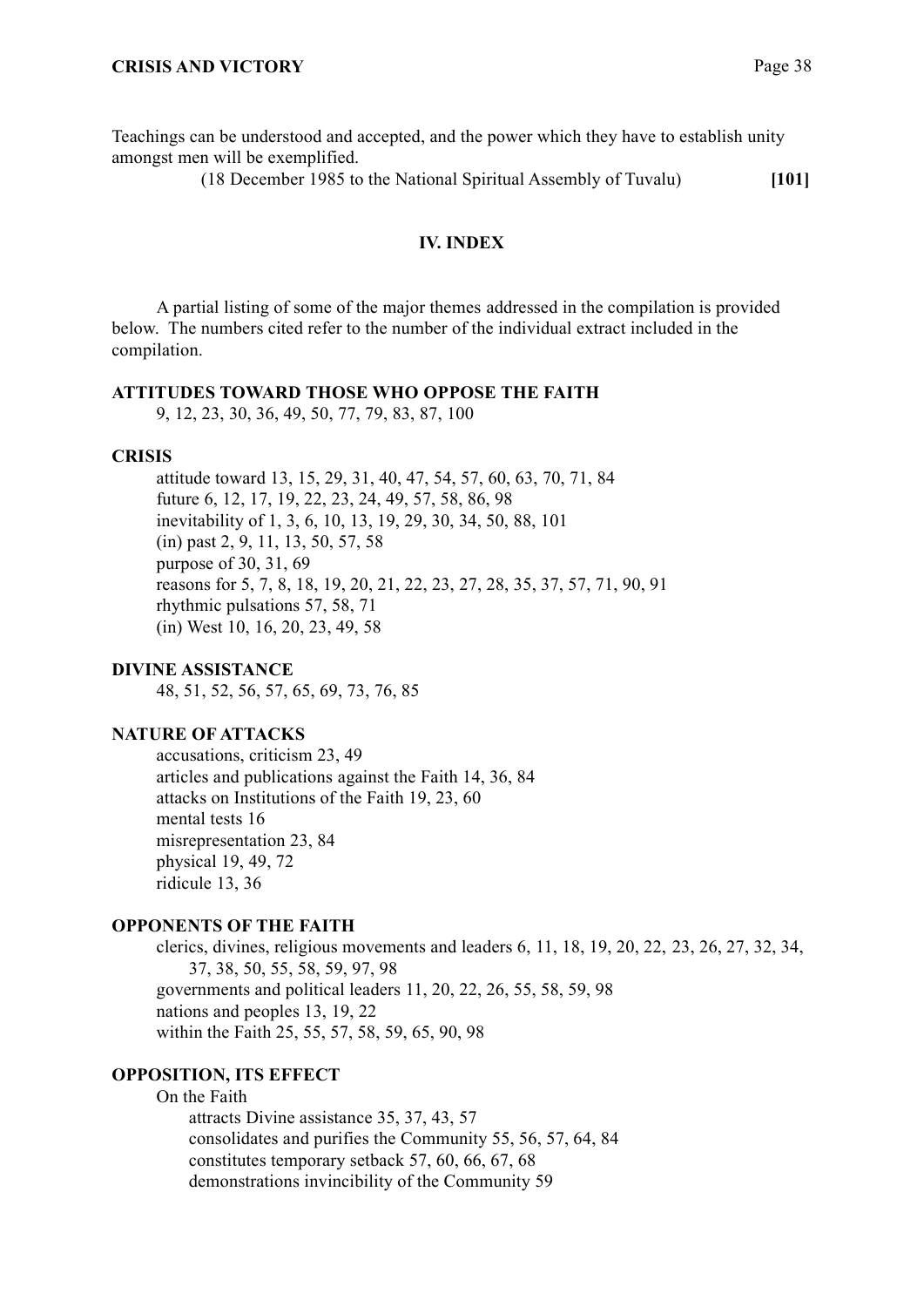Teachings can be understood and accepted, and the power which they have to establish unity amongst men will be exemplified.

(18 December 1985 to the National Spiritual Assembly of Tuvalu) **[101]**

## IV. INDEX

A partial listing of some of the major themes addressed in the compilation is provided below. The numbers cited refer to the number of the individual extract included in the compilation.

**ATTITUDES TOWARD THOSE WHO OPPOSE THE FAITH**

9, 12, 23, 30, 36, 49, 50, 77, 79, 83, 87, 100

**CRISIS**

- attitude toward 13, 15, 29, 31, 40, 47, 54, 57, 60, 63, 70, 71, 84
- future 6, 12, 17, 19, 22, 23, 24, 49, 57, 58, 86, 98
- inevitability of 1, 3, 6, 10, 13, 19, 29, 30, 34, 50, 88, 101
- (in) past 2, 9, 11, 13, 50, 57, 58
- purpose of 30, 31, 69
- reasons for 5, 7, 8, 18, 19, 20, 21, 22, 23, 27, 28, 35, 37, 57, 71, 90, 91
- rhythmic pulsations 57, 58, 71
- (in) West 10, 16, 20, 23, 49, 58

**DIVINE ASSISTANCE**

48, 51, 52, 56, 57, 65, 69, 73, 76, 85

**NATURE OF ATTACKS**

- accusations, criticism 23, 49
- articles and publications against the Faith 14, 36, 84
- attacks on Institutions of the Faith 19, 23, 60
- mental tests 16
- misrepresentation 23, 84
- physical 19, 49, 72
- ridicule 13, 36

**OPPONENTS OF THE FAITH**

- clerics, divines, religious movements and leaders 6, 11, 18, 19, 20, 22, 23, 26, 27, 32, 34, 37, 38, 50, 55, 58, 59, 97, 98
- governments and political leaders 11, 20, 22, 26, 55, 58, 59, 98
- nations and peoples 13, 19, 22
- within the Faith 25, 55, 57, 58, 59, 65, 90, 98

**OPPOSITION, ITS EFFECT**

- On the Faith
  - attracts Divine assistance 35, 37, 43, 57
  - consolidates and purifies the Community 55, 56, 57, 64, 84
  - constitutes temporary setback 57, 60, 66, 67, 68
  - demonstrations invincibility of the Community 59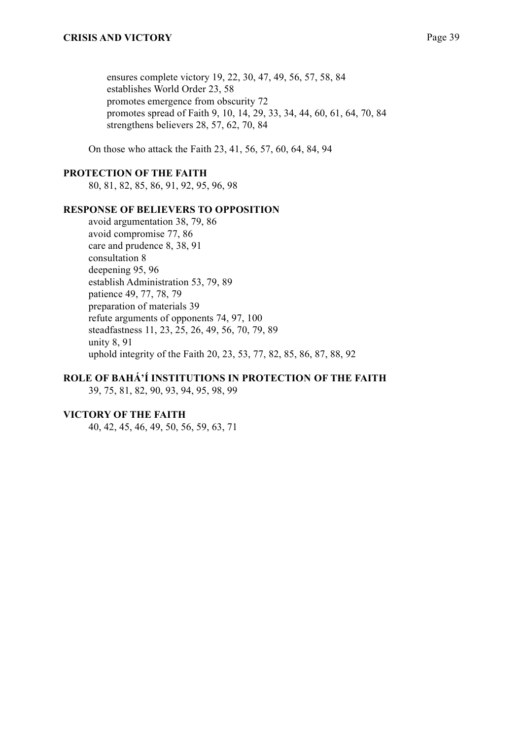ensures complete victory 19, 22, 30, 47, 49, 56, 57, 58, 84
establishes World Order 23, 58
promotes emergence from obscurity 72
promotes spread of Faith 9, 10, 14, 29, 33, 34, 44, 60, 61, 64, 70, 84
strengthens believers 28, 57, 62, 70, 84

On those who attack the Faith 23, 41, 56, 57, 60, 64, 84, 94

**PROTECTION OF THE FAITH**

80, 81, 82, 85, 86, 91, 92, 95, 96, 98

**RESPONSE OF BELIEVERS TO OPPOSITION**

avoid argumentation 38, 79, 86
avoid compromise 77, 86
care and prudence 8, 38, 91
consultation 8
deepening 95, 96
establish Administration 53, 79, 89
patience 49, 77, 78, 79
preparation of materials 39
refute arguments of opponents 74, 97, 100
steadfastness 11, 23, 25, 26, 49, 56, 70, 79, 89
unity 8, 91
uphold integrity of the Faith 20, 23, 53, 77, 82, 85, 86, 87, 88, 92

**ROLE OF BAHÁ'Í INSTITUTIONS IN PROTECTION OF THE FAITH**

39, 75, 81, 82, 90, 93, 94, 95, 98, 99

**VICTORY OF THE FAITH**

40, 42, 45, 46, 49, 50, 56, 59, 63, 71